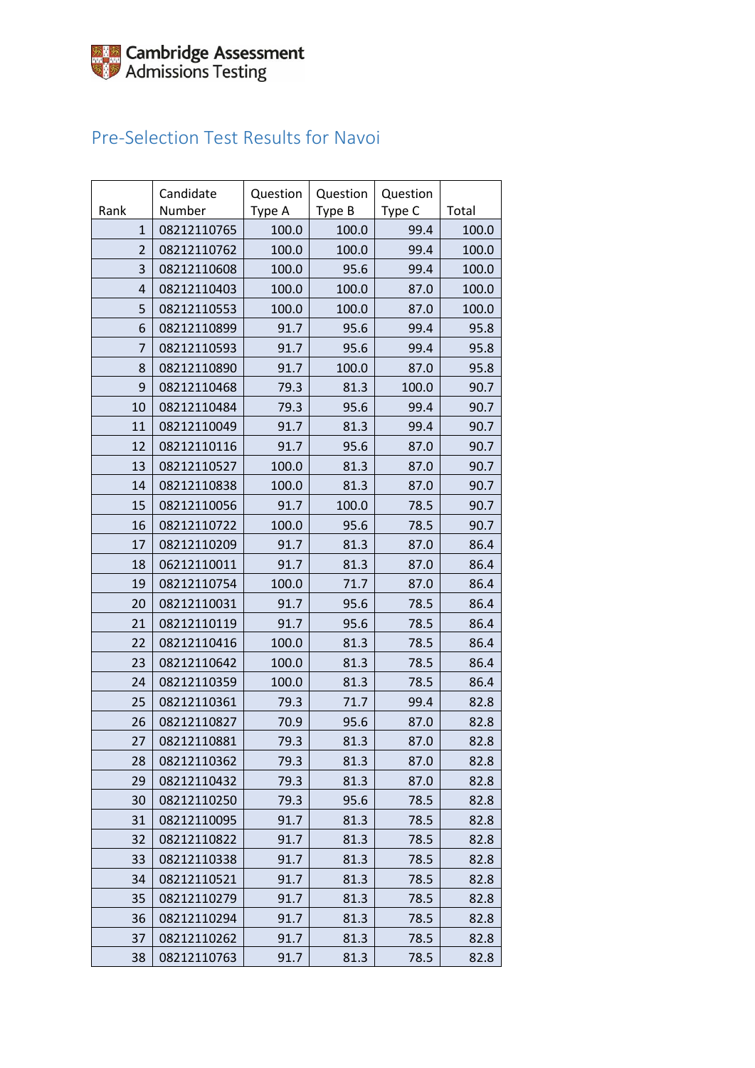Cambridge Assessment
Admissions Testing

# Pre-Selection Test Results for Navoi

| Rank | Candidate Number | Question Type A | Question Type B | Question Type C | Total |
|---|---|---|---|---|---|
| 1 | 08212110765 | 100.0 | 100.0 | 99.4 | 100.0 |
| 2 | 08212110762 | 100.0 | 100.0 | 99.4 | 100.0 |
| 3 | 08212110608 | 100.0 | 95.6 | 99.4 | 100.0 |
| 4 | 08212110403 | 100.0 | 100.0 | 87.0 | 100.0 |
| 5 | 08212110553 | 100.0 | 100.0 | 87.0 | 100.0 |
| 6 | 08212110899 | 91.7 | 95.6 | 99.4 | 95.8 |
| 7 | 08212110593 | 91.7 | 95.6 | 99.4 | 95.8 |
| 8 | 08212110890 | 91.7 | 100.0 | 87.0 | 95.8 |
| 9 | 08212110468 | 79.3 | 81.3 | 100.0 | 90.7 |
| 10 | 08212110484 | 79.3 | 95.6 | 99.4 | 90.7 |
| 11 | 08212110049 | 91.7 | 81.3 | 99.4 | 90.7 |
| 12 | 08212110116 | 91.7 | 95.6 | 87.0 | 90.7 |
| 13 | 08212110527 | 100.0 | 81.3 | 87.0 | 90.7 |
| 14 | 08212110838 | 100.0 | 81.3 | 87.0 | 90.7 |
| 15 | 08212110056 | 91.7 | 100.0 | 78.5 | 90.7 |
| 16 | 08212110722 | 100.0 | 95.6 | 78.5 | 90.7 |
| 17 | 08212110209 | 91.7 | 81.3 | 87.0 | 86.4 |
| 18 | 06212110011 | 91.7 | 81.3 | 87.0 | 86.4 |
| 19 | 08212110754 | 100.0 | 71.7 | 87.0 | 86.4 |
| 20 | 08212110031 | 91.7 | 95.6 | 78.5 | 86.4 |
| 21 | 08212110119 | 91.7 | 95.6 | 78.5 | 86.4 |
| 22 | 08212110416 | 100.0 | 81.3 | 78.5 | 86.4 |
| 23 | 08212110642 | 100.0 | 81.3 | 78.5 | 86.4 |
| 24 | 08212110359 | 100.0 | 81.3 | 78.5 | 86.4 |
| 25 | 08212110361 | 79.3 | 71.7 | 99.4 | 82.8 |
| 26 | 08212110827 | 70.9 | 95.6 | 87.0 | 82.8 |
| 27 | 08212110881 | 79.3 | 81.3 | 87.0 | 82.8 |
| 28 | 08212110362 | 79.3 | 81.3 | 87.0 | 82.8 |
| 29 | 08212110432 | 79.3 | 81.3 | 87.0 | 82.8 |
| 30 | 08212110250 | 79.3 | 95.6 | 78.5 | 82.8 |
| 31 | 08212110095 | 91.7 | 81.3 | 78.5 | 82.8 |
| 32 | 08212110822 | 91.7 | 81.3 | 78.5 | 82.8 |
| 33 | 08212110338 | 91.7 | 81.3 | 78.5 | 82.8 |
| 34 | 08212110521 | 91.7 | 81.3 | 78.5 | 82.8 |
| 35 | 08212110279 | 91.7 | 81.3 | 78.5 | 82.8 |
| 36 | 08212110294 | 91.7 | 81.3 | 78.5 | 82.8 |
| 37 | 08212110262 | 91.7 | 81.3 | 78.5 | 82.8 |
| 38 | 08212110763 | 91.7 | 81.3 | 78.5 | 82.8 |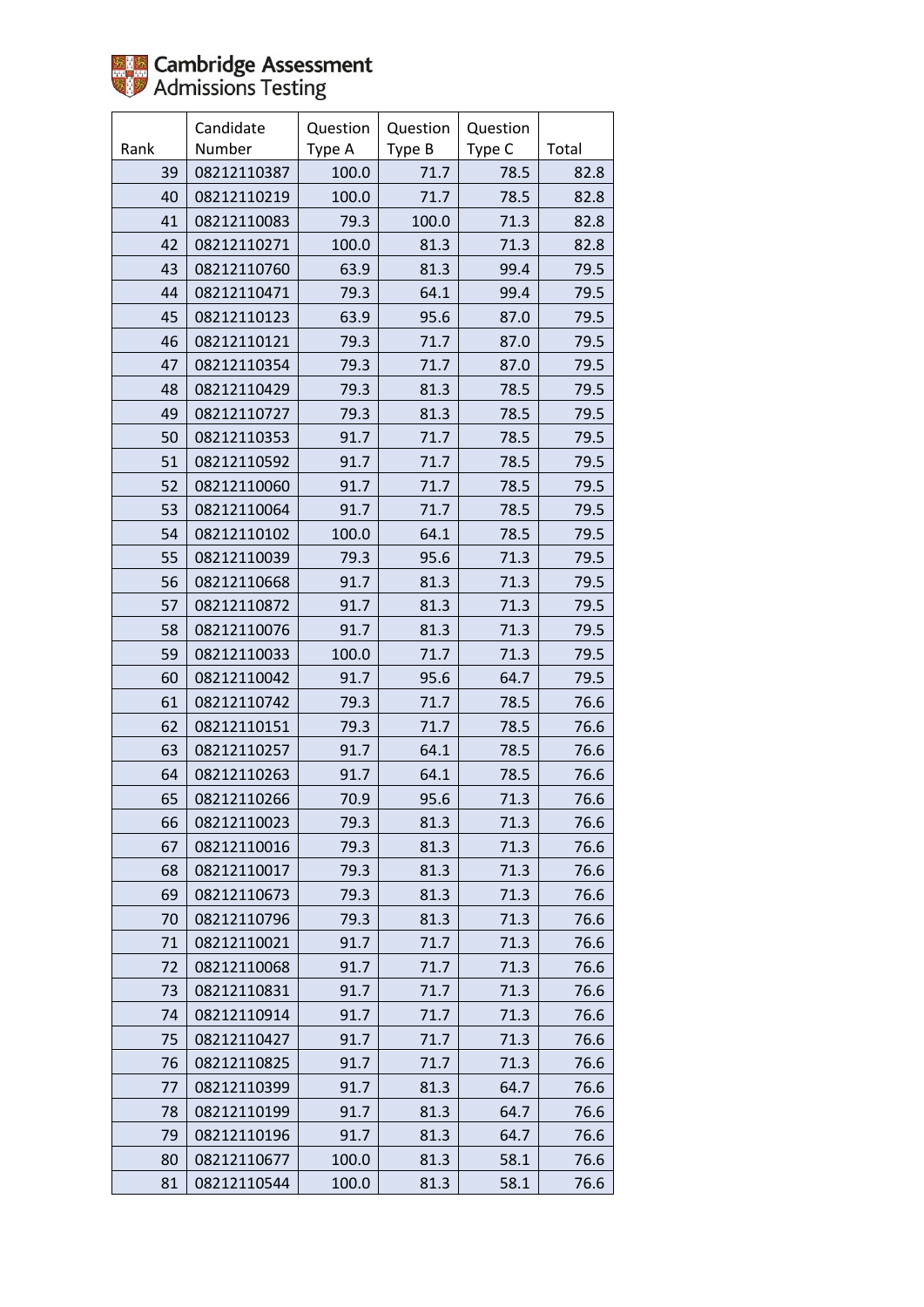| Rank | Candidate Number | Question Type A | Question Type B | Question Type C | Total |
|---|---|---|---|---|---|
| 39 | 08212110387 | 100.0 | 71.7 | 78.5 | 82.8 |
| 40 | 08212110219 | 100.0 | 71.7 | 78.5 | 82.8 |
| 41 | 08212110083 | 79.3 | 100.0 | 71.3 | 82.8 |
| 42 | 08212110271 | 100.0 | 81.3 | 71.3 | 82.8 |
| 43 | 08212110760 | 63.9 | 81.3 | 99.4 | 79.5 |
| 44 | 08212110471 | 79.3 | 64.1 | 99.4 | 79.5 |
| 45 | 08212110123 | 63.9 | 95.6 | 87.0 | 79.5 |
| 46 | 08212110121 | 79.3 | 71.7 | 87.0 | 79.5 |
| 47 | 08212110354 | 79.3 | 71.7 | 87.0 | 79.5 |
| 48 | 08212110429 | 79.3 | 81.3 | 78.5 | 79.5 |
| 49 | 08212110727 | 79.3 | 81.3 | 78.5 | 79.5 |
| 50 | 08212110353 | 91.7 | 71.7 | 78.5 | 79.5 |
| 51 | 08212110592 | 91.7 | 71.7 | 78.5 | 79.5 |
| 52 | 08212110060 | 91.7 | 71.7 | 78.5 | 79.5 |
| 53 | 08212110064 | 91.7 | 71.7 | 78.5 | 79.5 |
| 54 | 08212110102 | 100.0 | 64.1 | 78.5 | 79.5 |
| 55 | 08212110039 | 79.3 | 95.6 | 71.3 | 79.5 |
| 56 | 08212110668 | 91.7 | 81.3 | 71.3 | 79.5 |
| 57 | 08212110872 | 91.7 | 81.3 | 71.3 | 79.5 |
| 58 | 08212110076 | 91.7 | 81.3 | 71.3 | 79.5 |
| 59 | 08212110033 | 100.0 | 71.7 | 71.3 | 79.5 |
| 60 | 08212110042 | 91.7 | 95.6 | 64.7 | 79.5 |
| 61 | 08212110742 | 79.3 | 71.7 | 78.5 | 76.6 |
| 62 | 08212110151 | 79.3 | 71.7 | 78.5 | 76.6 |
| 63 | 08212110257 | 91.7 | 64.1 | 78.5 | 76.6 |
| 64 | 08212110263 | 91.7 | 64.1 | 78.5 | 76.6 |
| 65 | 08212110266 | 70.9 | 95.6 | 71.3 | 76.6 |
| 66 | 08212110023 | 79.3 | 81.3 | 71.3 | 76.6 |
| 67 | 08212110016 | 79.3 | 81.3 | 71.3 | 76.6 |
| 68 | 08212110017 | 79.3 | 81.3 | 71.3 | 76.6 |
| 69 | 08212110673 | 79.3 | 81.3 | 71.3 | 76.6 |
| 70 | 08212110796 | 79.3 | 81.3 | 71.3 | 76.6 |
| 71 | 08212110021 | 91.7 | 71.7 | 71.3 | 76.6 |
| 72 | 08212110068 | 91.7 | 71.7 | 71.3 | 76.6 |
| 73 | 08212110831 | 91.7 | 71.7 | 71.3 | 76.6 |
| 74 | 08212110914 | 91.7 | 71.7 | 71.3 | 76.6 |
| 75 | 08212110427 | 91.7 | 71.7 | 71.3 | 76.6 |
| 76 | 08212110825 | 91.7 | 71.7 | 71.3 | 76.6 |
| 77 | 08212110399 | 91.7 | 81.3 | 64.7 | 76.6 |
| 78 | 08212110199 | 91.7 | 81.3 | 64.7 | 76.6 |
| 79 | 08212110196 | 91.7 | 81.3 | 64.7 | 76.6 |
| 80 | 08212110677 | 100.0 | 81.3 | 58.1 | 76.6 |
| 81 | 08212110544 | 100.0 | 81.3 | 58.1 | 76.6 |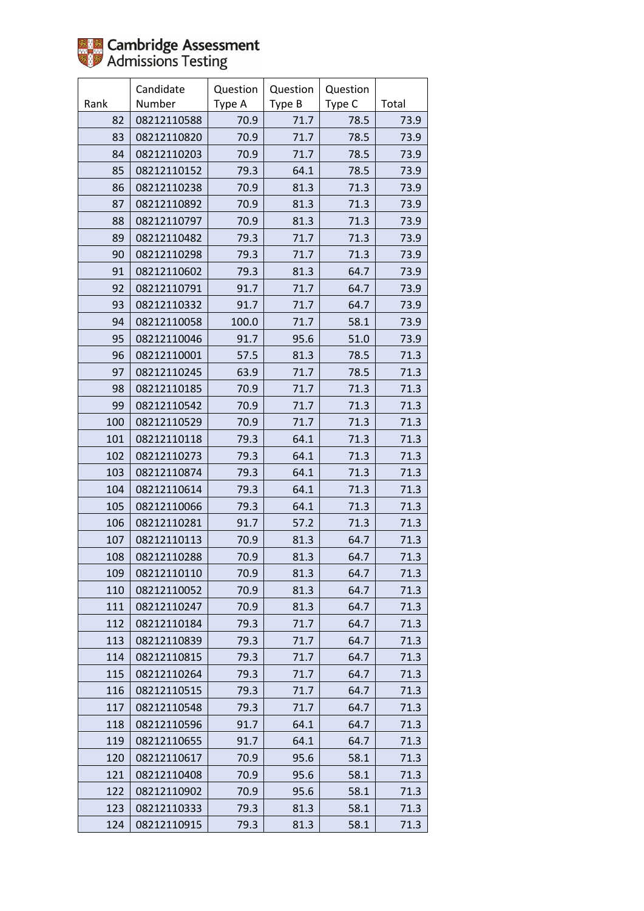| Rank | Candidate Number | Question Type A | Question Type B | Question Type C | Total |
|---|---|---|---|---|---|
| 82 | 08212110588 | 70.9 | 71.7 | 78.5 | 73.9 |
| 83 | 08212110820 | 70.9 | 71.7 | 78.5 | 73.9 |
| 84 | 08212110203 | 70.9 | 71.7 | 78.5 | 73.9 |
| 85 | 08212110152 | 79.3 | 64.1 | 78.5 | 73.9 |
| 86 | 08212110238 | 70.9 | 81.3 | 71.3 | 73.9 |
| 87 | 08212110892 | 70.9 | 81.3 | 71.3 | 73.9 |
| 88 | 08212110797 | 70.9 | 81.3 | 71.3 | 73.9 |
| 89 | 08212110482 | 79.3 | 71.7 | 71.3 | 73.9 |
| 90 | 08212110298 | 79.3 | 71.7 | 71.3 | 73.9 |
| 91 | 08212110602 | 79.3 | 81.3 | 64.7 | 73.9 |
| 92 | 08212110791 | 91.7 | 71.7 | 64.7 | 73.9 |
| 93 | 08212110332 | 91.7 | 71.7 | 64.7 | 73.9 |
| 94 | 08212110058 | 100.0 | 71.7 | 58.1 | 73.9 |
| 95 | 08212110046 | 91.7 | 95.6 | 51.0 | 73.9 |
| 96 | 08212110001 | 57.5 | 81.3 | 78.5 | 71.3 |
| 97 | 08212110245 | 63.9 | 71.7 | 78.5 | 71.3 |
| 98 | 08212110185 | 70.9 | 71.7 | 71.3 | 71.3 |
| 99 | 08212110542 | 70.9 | 71.7 | 71.3 | 71.3 |
| 100 | 08212110529 | 70.9 | 71.7 | 71.3 | 71.3 |
| 101 | 08212110118 | 79.3 | 64.1 | 71.3 | 71.3 |
| 102 | 08212110273 | 79.3 | 64.1 | 71.3 | 71.3 |
| 103 | 08212110874 | 79.3 | 64.1 | 71.3 | 71.3 |
| 104 | 08212110614 | 79.3 | 64.1 | 71.3 | 71.3 |
| 105 | 08212110066 | 79.3 | 64.1 | 71.3 | 71.3 |
| 106 | 08212110281 | 91.7 | 57.2 | 71.3 | 71.3 |
| 107 | 08212110113 | 70.9 | 81.3 | 64.7 | 71.3 |
| 108 | 08212110288 | 70.9 | 81.3 | 64.7 | 71.3 |
| 109 | 08212110110 | 70.9 | 81.3 | 64.7 | 71.3 |
| 110 | 08212110052 | 70.9 | 81.3 | 64.7 | 71.3 |
| 111 | 08212110247 | 70.9 | 81.3 | 64.7 | 71.3 |
| 112 | 08212110184 | 79.3 | 71.7 | 64.7 | 71.3 |
| 113 | 08212110839 | 79.3 | 71.7 | 64.7 | 71.3 |
| 114 | 08212110815 | 79.3 | 71.7 | 64.7 | 71.3 |
| 115 | 08212110264 | 79.3 | 71.7 | 64.7 | 71.3 |
| 116 | 08212110515 | 79.3 | 71.7 | 64.7 | 71.3 |
| 117 | 08212110548 | 79.3 | 71.7 | 64.7 | 71.3 |
| 118 | 08212110596 | 91.7 | 64.1 | 64.7 | 71.3 |
| 119 | 08212110655 | 91.7 | 64.1 | 64.7 | 71.3 |
| 120 | 08212110617 | 70.9 | 95.6 | 58.1 | 71.3 |
| 121 | 08212110408 | 70.9 | 95.6 | 58.1 | 71.3 |
| 122 | 08212110902 | 70.9 | 95.6 | 58.1 | 71.3 |
| 123 | 08212110333 | 79.3 | 81.3 | 58.1 | 71.3 |
| 124 | 08212110915 | 79.3 | 81.3 | 58.1 | 71.3 |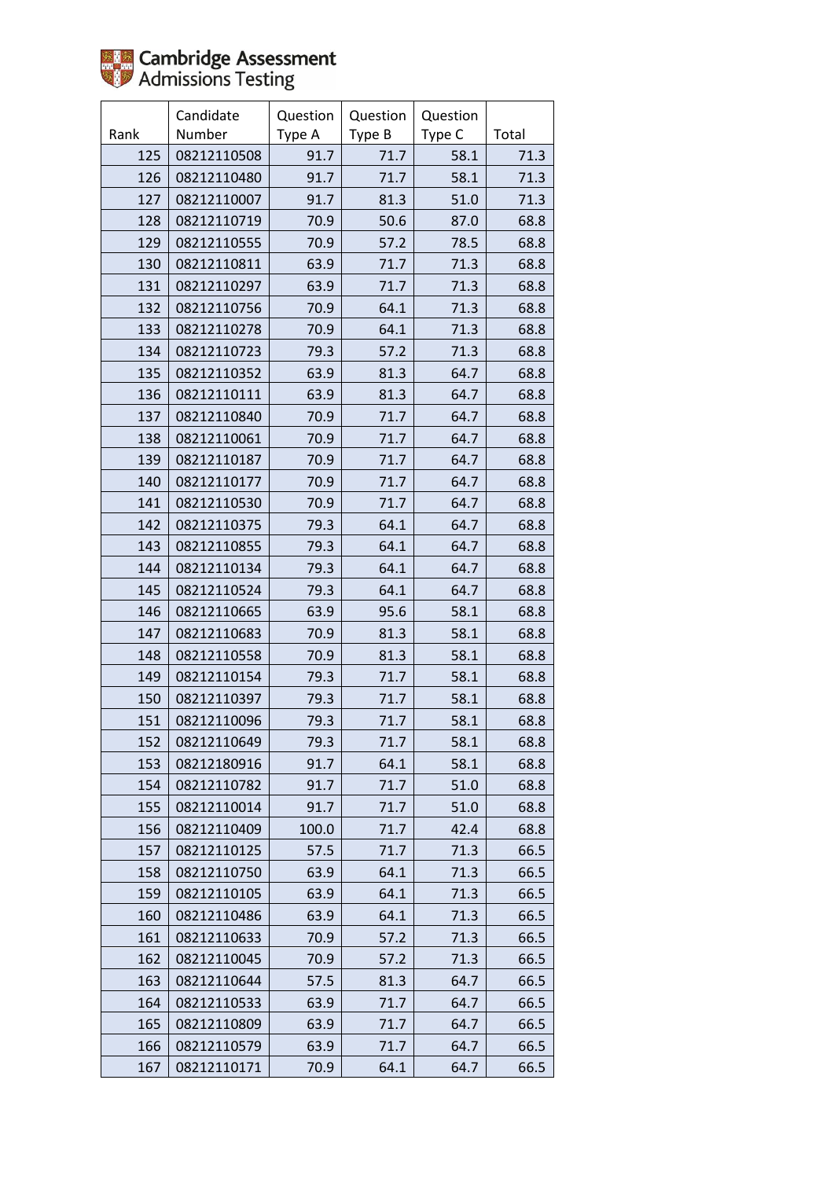Cambridge Assessment Admissions Testing

| Rank | Candidate Number | Question Type A | Question Type B | Question Type C | Total |
|---|---|---|---|---|---|
| 125 | 08212110508 | 91.7 | 71.7 | 58.1 | 71.3 |
| 126 | 08212110480 | 91.7 | 71.7 | 58.1 | 71.3 |
| 127 | 08212110007 | 91.7 | 81.3 | 51.0 | 71.3 |
| 128 | 08212110719 | 70.9 | 50.6 | 87.0 | 68.8 |
| 129 | 08212110555 | 70.9 | 57.2 | 78.5 | 68.8 |
| 130 | 08212110811 | 63.9 | 71.7 | 71.3 | 68.8 |
| 131 | 08212110297 | 63.9 | 71.7 | 71.3 | 68.8 |
| 132 | 08212110756 | 70.9 | 64.1 | 71.3 | 68.8 |
| 133 | 08212110278 | 70.9 | 64.1 | 71.3 | 68.8 |
| 134 | 08212110723 | 79.3 | 57.2 | 71.3 | 68.8 |
| 135 | 08212110352 | 63.9 | 81.3 | 64.7 | 68.8 |
| 136 | 08212110111 | 63.9 | 81.3 | 64.7 | 68.8 |
| 137 | 08212110840 | 70.9 | 71.7 | 64.7 | 68.8 |
| 138 | 08212110061 | 70.9 | 71.7 | 64.7 | 68.8 |
| 139 | 08212110187 | 70.9 | 71.7 | 64.7 | 68.8 |
| 140 | 08212110177 | 70.9 | 71.7 | 64.7 | 68.8 |
| 141 | 08212110530 | 70.9 | 71.7 | 64.7 | 68.8 |
| 142 | 08212110375 | 79.3 | 64.1 | 64.7 | 68.8 |
| 143 | 08212110855 | 79.3 | 64.1 | 64.7 | 68.8 |
| 144 | 08212110134 | 79.3 | 64.1 | 64.7 | 68.8 |
| 145 | 08212110524 | 79.3 | 64.1 | 64.7 | 68.8 |
| 146 | 08212110665 | 63.9 | 95.6 | 58.1 | 68.8 |
| 147 | 08212110683 | 70.9 | 81.3 | 58.1 | 68.8 |
| 148 | 08212110558 | 70.9 | 81.3 | 58.1 | 68.8 |
| 149 | 08212110154 | 79.3 | 71.7 | 58.1 | 68.8 |
| 150 | 08212110397 | 79.3 | 71.7 | 58.1 | 68.8 |
| 151 | 08212110096 | 79.3 | 71.7 | 58.1 | 68.8 |
| 152 | 08212110649 | 79.3 | 71.7 | 58.1 | 68.8 |
| 153 | 08212180916 | 91.7 | 64.1 | 58.1 | 68.8 |
| 154 | 08212110782 | 91.7 | 71.7 | 51.0 | 68.8 |
| 155 | 08212110014 | 91.7 | 71.7 | 51.0 | 68.8 |
| 156 | 08212110409 | 100.0 | 71.7 | 42.4 | 68.8 |
| 157 | 08212110125 | 57.5 | 71.7 | 71.3 | 66.5 |
| 158 | 08212110750 | 63.9 | 64.1 | 71.3 | 66.5 |
| 159 | 08212110105 | 63.9 | 64.1 | 71.3 | 66.5 |
| 160 | 08212110486 | 63.9 | 64.1 | 71.3 | 66.5 |
| 161 | 08212110633 | 70.9 | 57.2 | 71.3 | 66.5 |
| 162 | 08212110045 | 70.9 | 57.2 | 71.3 | 66.5 |
| 163 | 08212110644 | 57.5 | 81.3 | 64.7 | 66.5 |
| 164 | 08212110533 | 63.9 | 71.7 | 64.7 | 66.5 |
| 165 | 08212110809 | 63.9 | 71.7 | 64.7 | 66.5 |
| 166 | 08212110579 | 63.9 | 71.7 | 64.7 | 66.5 |
| 167 | 08212110171 | 70.9 | 64.1 | 64.7 | 66.5 |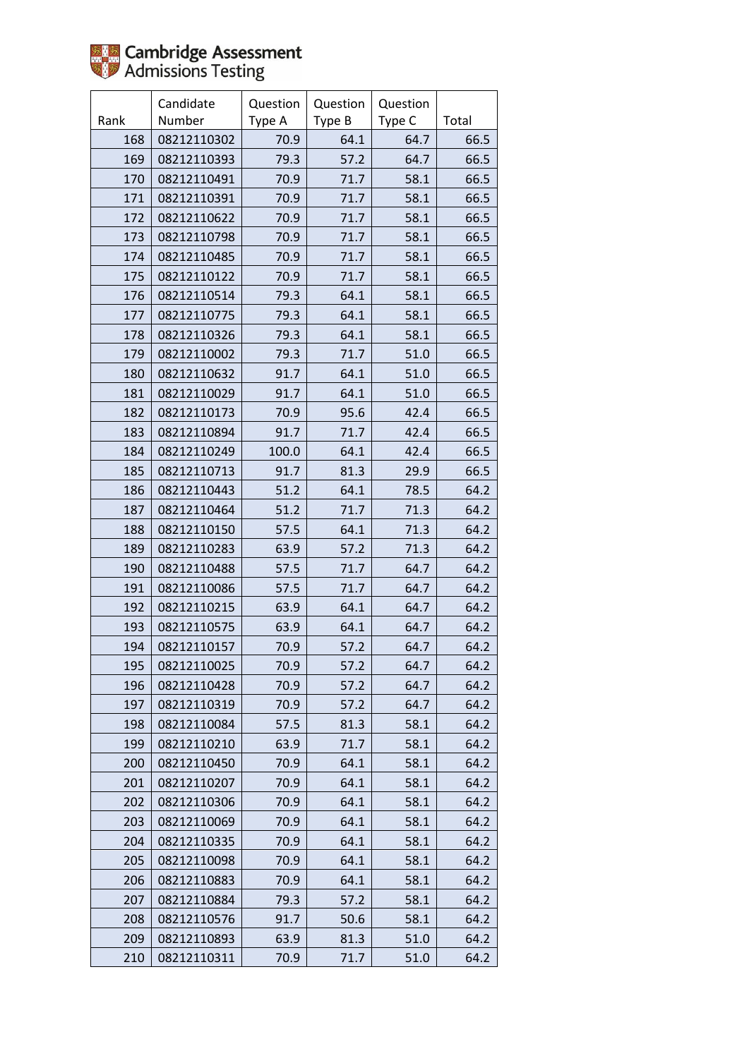Cambridge Assessment Admissions Testing

| Rank | Candidate Number | Question Type A | Question Type B | Question Type C | Total |
|---|---|---|---|---|---|
| 168 | 08212110302 | 70.9 | 64.1 | 64.7 | 66.5 |
| 169 | 08212110393 | 79.3 | 57.2 | 64.7 | 66.5 |
| 170 | 08212110491 | 70.9 | 71.7 | 58.1 | 66.5 |
| 171 | 08212110391 | 70.9 | 71.7 | 58.1 | 66.5 |
| 172 | 08212110622 | 70.9 | 71.7 | 58.1 | 66.5 |
| 173 | 08212110798 | 70.9 | 71.7 | 58.1 | 66.5 |
| 174 | 08212110485 | 70.9 | 71.7 | 58.1 | 66.5 |
| 175 | 08212110122 | 70.9 | 71.7 | 58.1 | 66.5 |
| 176 | 08212110514 | 79.3 | 64.1 | 58.1 | 66.5 |
| 177 | 08212110775 | 79.3 | 64.1 | 58.1 | 66.5 |
| 178 | 08212110326 | 79.3 | 64.1 | 58.1 | 66.5 |
| 179 | 08212110002 | 79.3 | 71.7 | 51.0 | 66.5 |
| 180 | 08212110632 | 91.7 | 64.1 | 51.0 | 66.5 |
| 181 | 08212110029 | 91.7 | 64.1 | 51.0 | 66.5 |
| 182 | 08212110173 | 70.9 | 95.6 | 42.4 | 66.5 |
| 183 | 08212110894 | 91.7 | 71.7 | 42.4 | 66.5 |
| 184 | 08212110249 | 100.0 | 64.1 | 42.4 | 66.5 |
| 185 | 08212110713 | 91.7 | 81.3 | 29.9 | 66.5 |
| 186 | 08212110443 | 51.2 | 64.1 | 78.5 | 64.2 |
| 187 | 08212110464 | 51.2 | 71.7 | 71.3 | 64.2 |
| 188 | 08212110150 | 57.5 | 64.1 | 71.3 | 64.2 |
| 189 | 08212110283 | 63.9 | 57.2 | 71.3 | 64.2 |
| 190 | 08212110488 | 57.5 | 71.7 | 64.7 | 64.2 |
| 191 | 08212110086 | 57.5 | 71.7 | 64.7 | 64.2 |
| 192 | 08212110215 | 63.9 | 64.1 | 64.7 | 64.2 |
| 193 | 08212110575 | 63.9 | 64.1 | 64.7 | 64.2 |
| 194 | 08212110157 | 70.9 | 57.2 | 64.7 | 64.2 |
| 195 | 08212110025 | 70.9 | 57.2 | 64.7 | 64.2 |
| 196 | 08212110428 | 70.9 | 57.2 | 64.7 | 64.2 |
| 197 | 08212110319 | 70.9 | 57.2 | 64.7 | 64.2 |
| 198 | 08212110084 | 57.5 | 81.3 | 58.1 | 64.2 |
| 199 | 08212110210 | 63.9 | 71.7 | 58.1 | 64.2 |
| 200 | 08212110450 | 70.9 | 64.1 | 58.1 | 64.2 |
| 201 | 08212110207 | 70.9 | 64.1 | 58.1 | 64.2 |
| 202 | 08212110306 | 70.9 | 64.1 | 58.1 | 64.2 |
| 203 | 08212110069 | 70.9 | 64.1 | 58.1 | 64.2 |
| 204 | 08212110335 | 70.9 | 64.1 | 58.1 | 64.2 |
| 205 | 08212110098 | 70.9 | 64.1 | 58.1 | 64.2 |
| 206 | 08212110883 | 70.9 | 64.1 | 58.1 | 64.2 |
| 207 | 08212110884 | 79.3 | 57.2 | 58.1 | 64.2 |
| 208 | 08212110576 | 91.7 | 50.6 | 58.1 | 64.2 |
| 209 | 08212110893 | 63.9 | 81.3 | 51.0 | 64.2 |
| 210 | 08212110311 | 70.9 | 71.7 | 51.0 | 64.2 |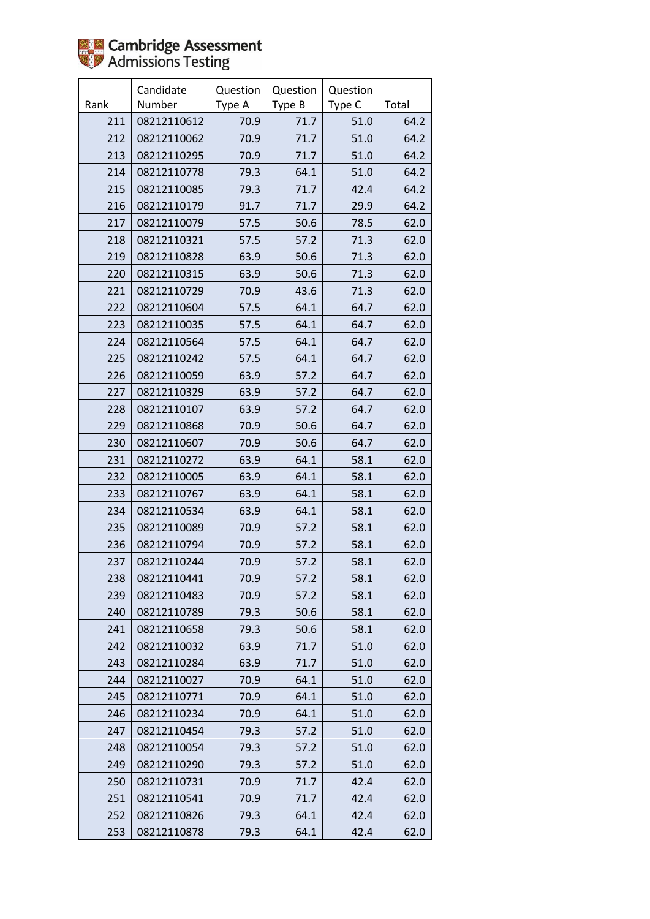Cambridge Assessment Admissions Testing

| Rank | Candidate Number | Question Type A | Question Type B | Question Type C | Total |
|---|---|---|---|---|---|
| 211 | 08212110612 | 70.9 | 71.7 | 51.0 | 64.2 |
| 212 | 08212110062 | 70.9 | 71.7 | 51.0 | 64.2 |
| 213 | 08212110295 | 70.9 | 71.7 | 51.0 | 64.2 |
| 214 | 08212110778 | 79.3 | 64.1 | 51.0 | 64.2 |
| 215 | 08212110085 | 79.3 | 71.7 | 42.4 | 64.2 |
| 216 | 08212110179 | 91.7 | 71.7 | 29.9 | 64.2 |
| 217 | 08212110079 | 57.5 | 50.6 | 78.5 | 62.0 |
| 218 | 08212110321 | 57.5 | 57.2 | 71.3 | 62.0 |
| 219 | 08212110828 | 63.9 | 50.6 | 71.3 | 62.0 |
| 220 | 08212110315 | 63.9 | 50.6 | 71.3 | 62.0 |
| 221 | 08212110729 | 70.9 | 43.6 | 71.3 | 62.0 |
| 222 | 08212110604 | 57.5 | 64.1 | 64.7 | 62.0 |
| 223 | 08212110035 | 57.5 | 64.1 | 64.7 | 62.0 |
| 224 | 08212110564 | 57.5 | 64.1 | 64.7 | 62.0 |
| 225 | 08212110242 | 57.5 | 64.1 | 64.7 | 62.0 |
| 226 | 08212110059 | 63.9 | 57.2 | 64.7 | 62.0 |
| 227 | 08212110329 | 63.9 | 57.2 | 64.7 | 62.0 |
| 228 | 08212110107 | 63.9 | 57.2 | 64.7 | 62.0 |
| 229 | 08212110868 | 70.9 | 50.6 | 64.7 | 62.0 |
| 230 | 08212110607 | 70.9 | 50.6 | 64.7 | 62.0 |
| 231 | 08212110272 | 63.9 | 64.1 | 58.1 | 62.0 |
| 232 | 08212110005 | 63.9 | 64.1 | 58.1 | 62.0 |
| 233 | 08212110767 | 63.9 | 64.1 | 58.1 | 62.0 |
| 234 | 08212110534 | 63.9 | 64.1 | 58.1 | 62.0 |
| 235 | 08212110089 | 70.9 | 57.2 | 58.1 | 62.0 |
| 236 | 08212110794 | 70.9 | 57.2 | 58.1 | 62.0 |
| 237 | 08212110244 | 70.9 | 57.2 | 58.1 | 62.0 |
| 238 | 08212110441 | 70.9 | 57.2 | 58.1 | 62.0 |
| 239 | 08212110483 | 70.9 | 57.2 | 58.1 | 62.0 |
| 240 | 08212110789 | 79.3 | 50.6 | 58.1 | 62.0 |
| 241 | 08212110658 | 79.3 | 50.6 | 58.1 | 62.0 |
| 242 | 08212110032 | 63.9 | 71.7 | 51.0 | 62.0 |
| 243 | 08212110284 | 63.9 | 71.7 | 51.0 | 62.0 |
| 244 | 08212110027 | 70.9 | 64.1 | 51.0 | 62.0 |
| 245 | 08212110771 | 70.9 | 64.1 | 51.0 | 62.0 |
| 246 | 08212110234 | 70.9 | 64.1 | 51.0 | 62.0 |
| 247 | 08212110454 | 79.3 | 57.2 | 51.0 | 62.0 |
| 248 | 08212110054 | 79.3 | 57.2 | 51.0 | 62.0 |
| 249 | 08212110290 | 79.3 | 57.2 | 51.0 | 62.0 |
| 250 | 08212110731 | 70.9 | 71.7 | 42.4 | 62.0 |
| 251 | 08212110541 | 70.9 | 71.7 | 42.4 | 62.0 |
| 252 | 08212110826 | 79.3 | 64.1 | 42.4 | 62.0 |
| 253 | 08212110878 | 79.3 | 64.1 | 42.4 | 62.0 |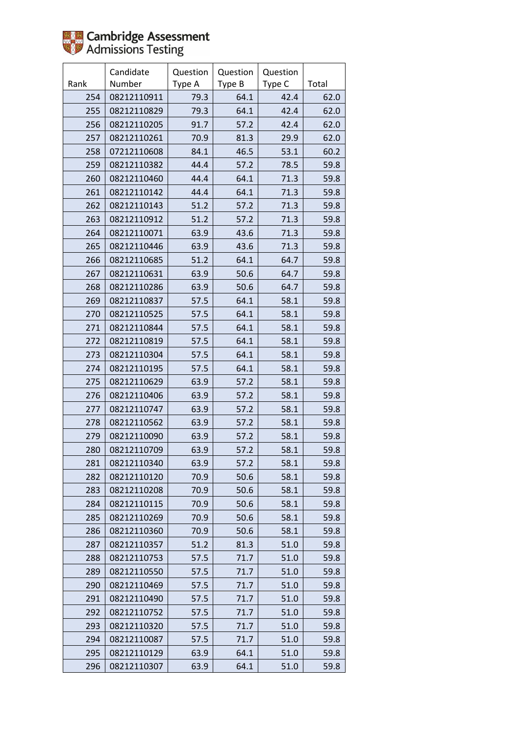Cambridge Assessment Admissions Testing

| Rank | Candidate Number | Question Type A | Question Type B | Question Type C | Total |
|---|---|---|---|---|---|
| 254 | 08212110911 | 79.3 | 64.1 | 42.4 | 62.0 |
| 255 | 08212110829 | 79.3 | 64.1 | 42.4 | 62.0 |
| 256 | 08212110205 | 91.7 | 57.2 | 42.4 | 62.0 |
| 257 | 08212110261 | 70.9 | 81.3 | 29.9 | 62.0 |
| 258 | 07212110608 | 84.1 | 46.5 | 53.1 | 60.2 |
| 259 | 08212110382 | 44.4 | 57.2 | 78.5 | 59.8 |
| 260 | 08212110460 | 44.4 | 64.1 | 71.3 | 59.8 |
| 261 | 08212110142 | 44.4 | 64.1 | 71.3 | 59.8 |
| 262 | 08212110143 | 51.2 | 57.2 | 71.3 | 59.8 |
| 263 | 08212110912 | 51.2 | 57.2 | 71.3 | 59.8 |
| 264 | 08212110071 | 63.9 | 43.6 | 71.3 | 59.8 |
| 265 | 08212110446 | 63.9 | 43.6 | 71.3 | 59.8 |
| 266 | 08212110685 | 51.2 | 64.1 | 64.7 | 59.8 |
| 267 | 08212110631 | 63.9 | 50.6 | 64.7 | 59.8 |
| 268 | 08212110286 | 63.9 | 50.6 | 64.7 | 59.8 |
| 269 | 08212110837 | 57.5 | 64.1 | 58.1 | 59.8 |
| 270 | 08212110525 | 57.5 | 64.1 | 58.1 | 59.8 |
| 271 | 08212110844 | 57.5 | 64.1 | 58.1 | 59.8 |
| 272 | 08212110819 | 57.5 | 64.1 | 58.1 | 59.8 |
| 273 | 08212110304 | 57.5 | 64.1 | 58.1 | 59.8 |
| 274 | 08212110195 | 57.5 | 64.1 | 58.1 | 59.8 |
| 275 | 08212110629 | 63.9 | 57.2 | 58.1 | 59.8 |
| 276 | 08212110406 | 63.9 | 57.2 | 58.1 | 59.8 |
| 277 | 08212110747 | 63.9 | 57.2 | 58.1 | 59.8 |
| 278 | 08212110562 | 63.9 | 57.2 | 58.1 | 59.8 |
| 279 | 08212110090 | 63.9 | 57.2 | 58.1 | 59.8 |
| 280 | 08212110709 | 63.9 | 57.2 | 58.1 | 59.8 |
| 281 | 08212110340 | 63.9 | 57.2 | 58.1 | 59.8 |
| 282 | 08212110120 | 70.9 | 50.6 | 58.1 | 59.8 |
| 283 | 08212110208 | 70.9 | 50.6 | 58.1 | 59.8 |
| 284 | 08212110115 | 70.9 | 50.6 | 58.1 | 59.8 |
| 285 | 08212110269 | 70.9 | 50.6 | 58.1 | 59.8 |
| 286 | 08212110360 | 70.9 | 50.6 | 58.1 | 59.8 |
| 287 | 08212110357 | 51.2 | 81.3 | 51.0 | 59.8 |
| 288 | 08212110753 | 57.5 | 71.7 | 51.0 | 59.8 |
| 289 | 08212110550 | 57.5 | 71.7 | 51.0 | 59.8 |
| 290 | 08212110469 | 57.5 | 71.7 | 51.0 | 59.8 |
| 291 | 08212110490 | 57.5 | 71.7 | 51.0 | 59.8 |
| 292 | 08212110752 | 57.5 | 71.7 | 51.0 | 59.8 |
| 293 | 08212110320 | 57.5 | 71.7 | 51.0 | 59.8 |
| 294 | 08212110087 | 57.5 | 71.7 | 51.0 | 59.8 |
| 295 | 08212110129 | 63.9 | 64.1 | 51.0 | 59.8 |
| 296 | 08212110307 | 63.9 | 64.1 | 51.0 | 59.8 |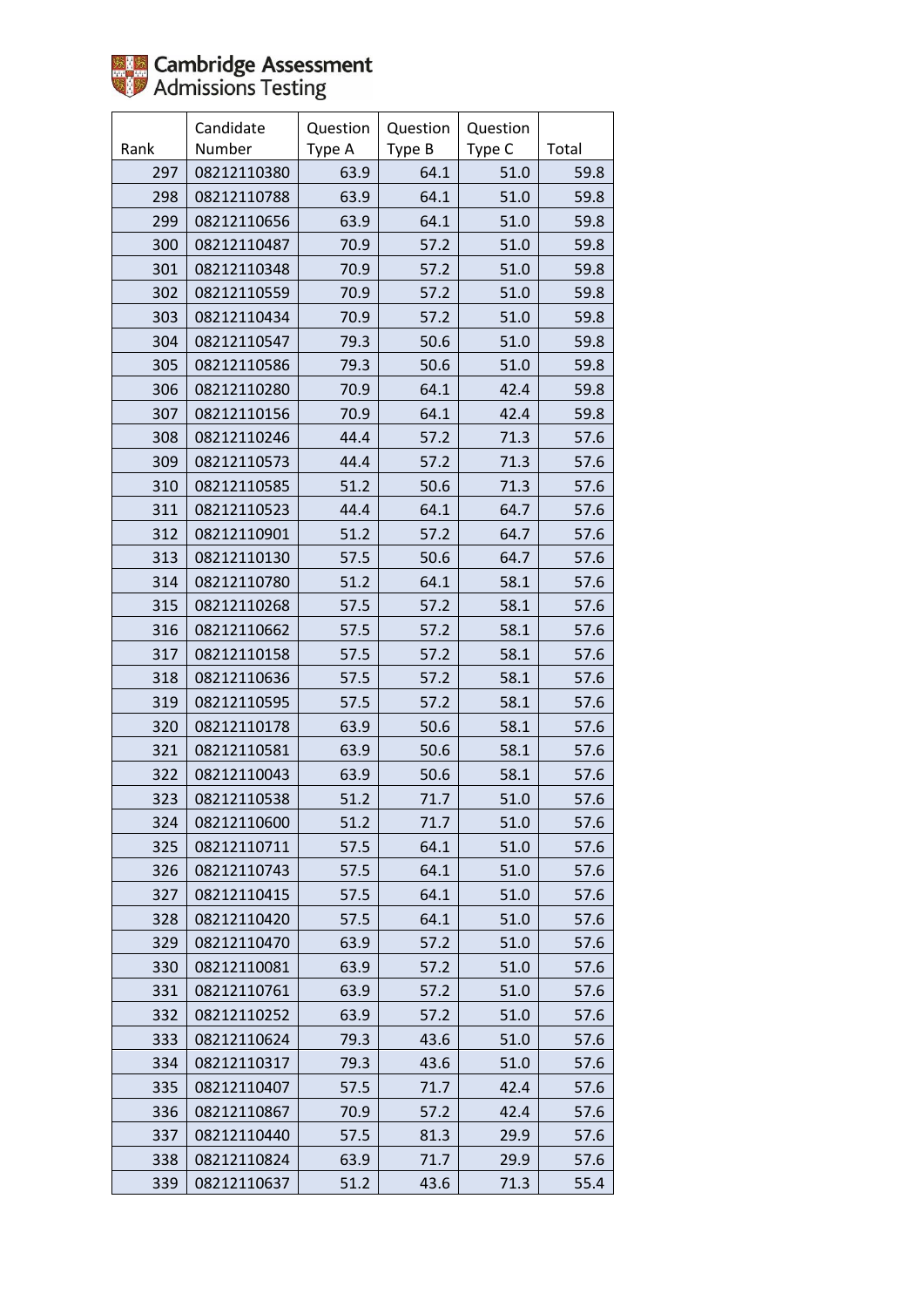| Rank | Candidate Number | Question Type A | Question Type B | Question Type C | Total |
|---|---|---|---|---|---|
| 297 | 08212110380 | 63.9 | 64.1 | 51.0 | 59.8 |
| 298 | 08212110788 | 63.9 | 64.1 | 51.0 | 59.8 |
| 299 | 08212110656 | 63.9 | 64.1 | 51.0 | 59.8 |
| 300 | 08212110487 | 70.9 | 57.2 | 51.0 | 59.8 |
| 301 | 08212110348 | 70.9 | 57.2 | 51.0 | 59.8 |
| 302 | 08212110559 | 70.9 | 57.2 | 51.0 | 59.8 |
| 303 | 08212110434 | 70.9 | 57.2 | 51.0 | 59.8 |
| 304 | 08212110547 | 79.3 | 50.6 | 51.0 | 59.8 |
| 305 | 08212110586 | 79.3 | 50.6 | 51.0 | 59.8 |
| 306 | 08212110280 | 70.9 | 64.1 | 42.4 | 59.8 |
| 307 | 08212110156 | 70.9 | 64.1 | 42.4 | 59.8 |
| 308 | 08212110246 | 44.4 | 57.2 | 71.3 | 57.6 |
| 309 | 08212110573 | 44.4 | 57.2 | 71.3 | 57.6 |
| 310 | 08212110585 | 51.2 | 50.6 | 71.3 | 57.6 |
| 311 | 08212110523 | 44.4 | 64.1 | 64.7 | 57.6 |
| 312 | 08212110901 | 51.2 | 57.2 | 64.7 | 57.6 |
| 313 | 08212110130 | 57.5 | 50.6 | 64.7 | 57.6 |
| 314 | 08212110780 | 51.2 | 64.1 | 58.1 | 57.6 |
| 315 | 08212110268 | 57.5 | 57.2 | 58.1 | 57.6 |
| 316 | 08212110662 | 57.5 | 57.2 | 58.1 | 57.6 |
| 317 | 08212110158 | 57.5 | 57.2 | 58.1 | 57.6 |
| 318 | 08212110636 | 57.5 | 57.2 | 58.1 | 57.6 |
| 319 | 08212110595 | 57.5 | 57.2 | 58.1 | 57.6 |
| 320 | 08212110178 | 63.9 | 50.6 | 58.1 | 57.6 |
| 321 | 08212110581 | 63.9 | 50.6 | 58.1 | 57.6 |
| 322 | 08212110043 | 63.9 | 50.6 | 58.1 | 57.6 |
| 323 | 08212110538 | 51.2 | 71.7 | 51.0 | 57.6 |
| 324 | 08212110600 | 51.2 | 71.7 | 51.0 | 57.6 |
| 325 | 08212110711 | 57.5 | 64.1 | 51.0 | 57.6 |
| 326 | 08212110743 | 57.5 | 64.1 | 51.0 | 57.6 |
| 327 | 08212110415 | 57.5 | 64.1 | 51.0 | 57.6 |
| 328 | 08212110420 | 57.5 | 64.1 | 51.0 | 57.6 |
| 329 | 08212110470 | 63.9 | 57.2 | 51.0 | 57.6 |
| 330 | 08212110081 | 63.9 | 57.2 | 51.0 | 57.6 |
| 331 | 08212110761 | 63.9 | 57.2 | 51.0 | 57.6 |
| 332 | 08212110252 | 63.9 | 57.2 | 51.0 | 57.6 |
| 333 | 08212110624 | 79.3 | 43.6 | 51.0 | 57.6 |
| 334 | 08212110317 | 79.3 | 43.6 | 51.0 | 57.6 |
| 335 | 08212110407 | 57.5 | 71.7 | 42.4 | 57.6 |
| 336 | 08212110867 | 70.9 | 57.2 | 42.4 | 57.6 |
| 337 | 08212110440 | 57.5 | 81.3 | 29.9 | 57.6 |
| 338 | 08212110824 | 63.9 | 71.7 | 29.9 | 57.6 |
| 339 | 08212110637 | 51.2 | 43.6 | 71.3 | 55.4 |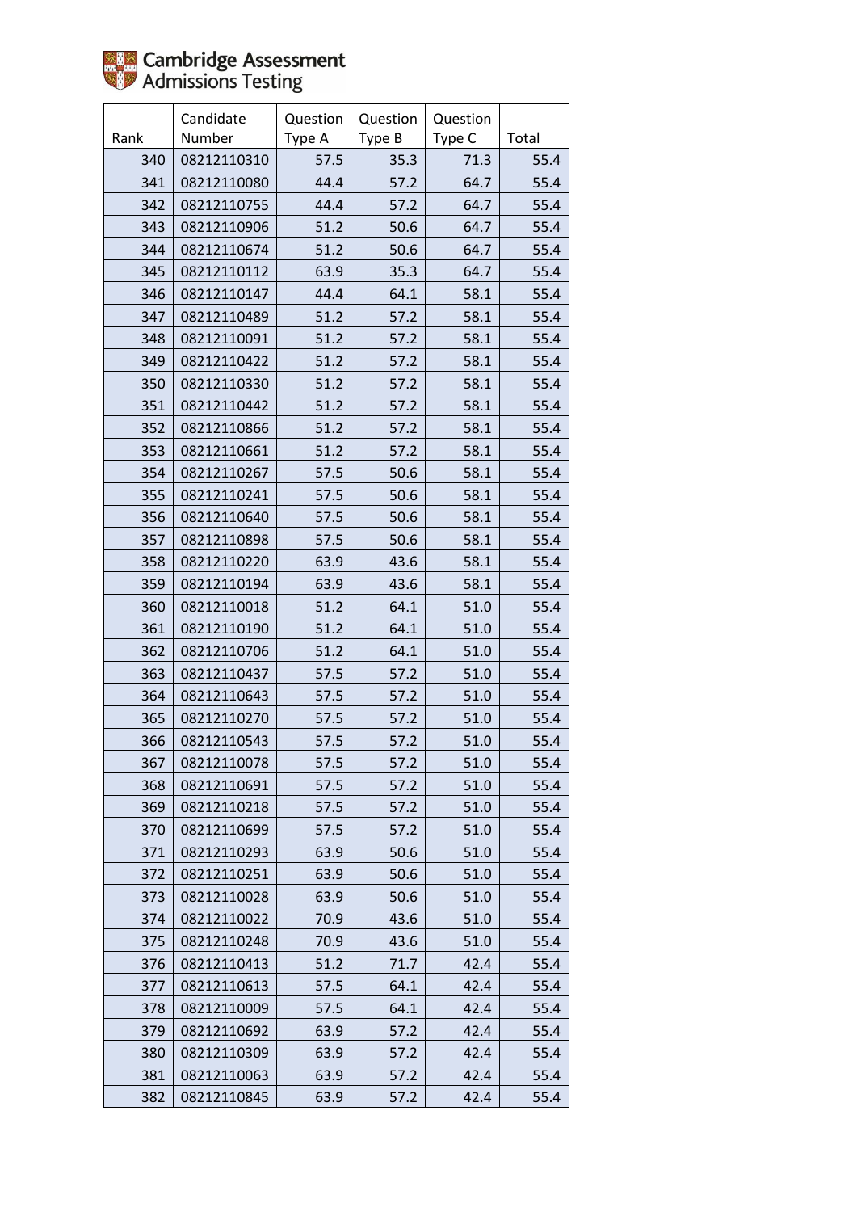Cambridge Assessment Admissions Testing

| Rank | Candidate Number | Question Type A | Question Type B | Question Type C | Total |
|---|---|---|---|---|---|
| 340 | 08212110310 | 57.5 | 35.3 | 71.3 | 55.4 |
| 341 | 08212110080 | 44.4 | 57.2 | 64.7 | 55.4 |
| 342 | 08212110755 | 44.4 | 57.2 | 64.7 | 55.4 |
| 343 | 08212110906 | 51.2 | 50.6 | 64.7 | 55.4 |
| 344 | 08212110674 | 51.2 | 50.6 | 64.7 | 55.4 |
| 345 | 08212110112 | 63.9 | 35.3 | 64.7 | 55.4 |
| 346 | 08212110147 | 44.4 | 64.1 | 58.1 | 55.4 |
| 347 | 08212110489 | 51.2 | 57.2 | 58.1 | 55.4 |
| 348 | 08212110091 | 51.2 | 57.2 | 58.1 | 55.4 |
| 349 | 08212110422 | 51.2 | 57.2 | 58.1 | 55.4 |
| 350 | 08212110330 | 51.2 | 57.2 | 58.1 | 55.4 |
| 351 | 08212110442 | 51.2 | 57.2 | 58.1 | 55.4 |
| 352 | 08212110866 | 51.2 | 57.2 | 58.1 | 55.4 |
| 353 | 08212110661 | 51.2 | 57.2 | 58.1 | 55.4 |
| 354 | 08212110267 | 57.5 | 50.6 | 58.1 | 55.4 |
| 355 | 08212110241 | 57.5 | 50.6 | 58.1 | 55.4 |
| 356 | 08212110640 | 57.5 | 50.6 | 58.1 | 55.4 |
| 357 | 08212110898 | 57.5 | 50.6 | 58.1 | 55.4 |
| 358 | 08212110220 | 63.9 | 43.6 | 58.1 | 55.4 |
| 359 | 08212110194 | 63.9 | 43.6 | 58.1 | 55.4 |
| 360 | 08212110018 | 51.2 | 64.1 | 51.0 | 55.4 |
| 361 | 08212110190 | 51.2 | 64.1 | 51.0 | 55.4 |
| 362 | 08212110706 | 51.2 | 64.1 | 51.0 | 55.4 |
| 363 | 08212110437 | 57.5 | 57.2 | 51.0 | 55.4 |
| 364 | 08212110643 | 57.5 | 57.2 | 51.0 | 55.4 |
| 365 | 08212110270 | 57.5 | 57.2 | 51.0 | 55.4 |
| 366 | 08212110543 | 57.5 | 57.2 | 51.0 | 55.4 |
| 367 | 08212110078 | 57.5 | 57.2 | 51.0 | 55.4 |
| 368 | 08212110691 | 57.5 | 57.2 | 51.0 | 55.4 |
| 369 | 08212110218 | 57.5 | 57.2 | 51.0 | 55.4 |
| 370 | 08212110699 | 57.5 | 57.2 | 51.0 | 55.4 |
| 371 | 08212110293 | 63.9 | 50.6 | 51.0 | 55.4 |
| 372 | 08212110251 | 63.9 | 50.6 | 51.0 | 55.4 |
| 373 | 08212110028 | 63.9 | 50.6 | 51.0 | 55.4 |
| 374 | 08212110022 | 70.9 | 43.6 | 51.0 | 55.4 |
| 375 | 08212110248 | 70.9 | 43.6 | 51.0 | 55.4 |
| 376 | 08212110413 | 51.2 | 71.7 | 42.4 | 55.4 |
| 377 | 08212110613 | 57.5 | 64.1 | 42.4 | 55.4 |
| 378 | 08212110009 | 57.5 | 64.1 | 42.4 | 55.4 |
| 379 | 08212110692 | 63.9 | 57.2 | 42.4 | 55.4 |
| 380 | 08212110309 | 63.9 | 57.2 | 42.4 | 55.4 |
| 381 | 08212110063 | 63.9 | 57.2 | 42.4 | 55.4 |
| 382 | 08212110845 | 63.9 | 57.2 | 42.4 | 55.4 |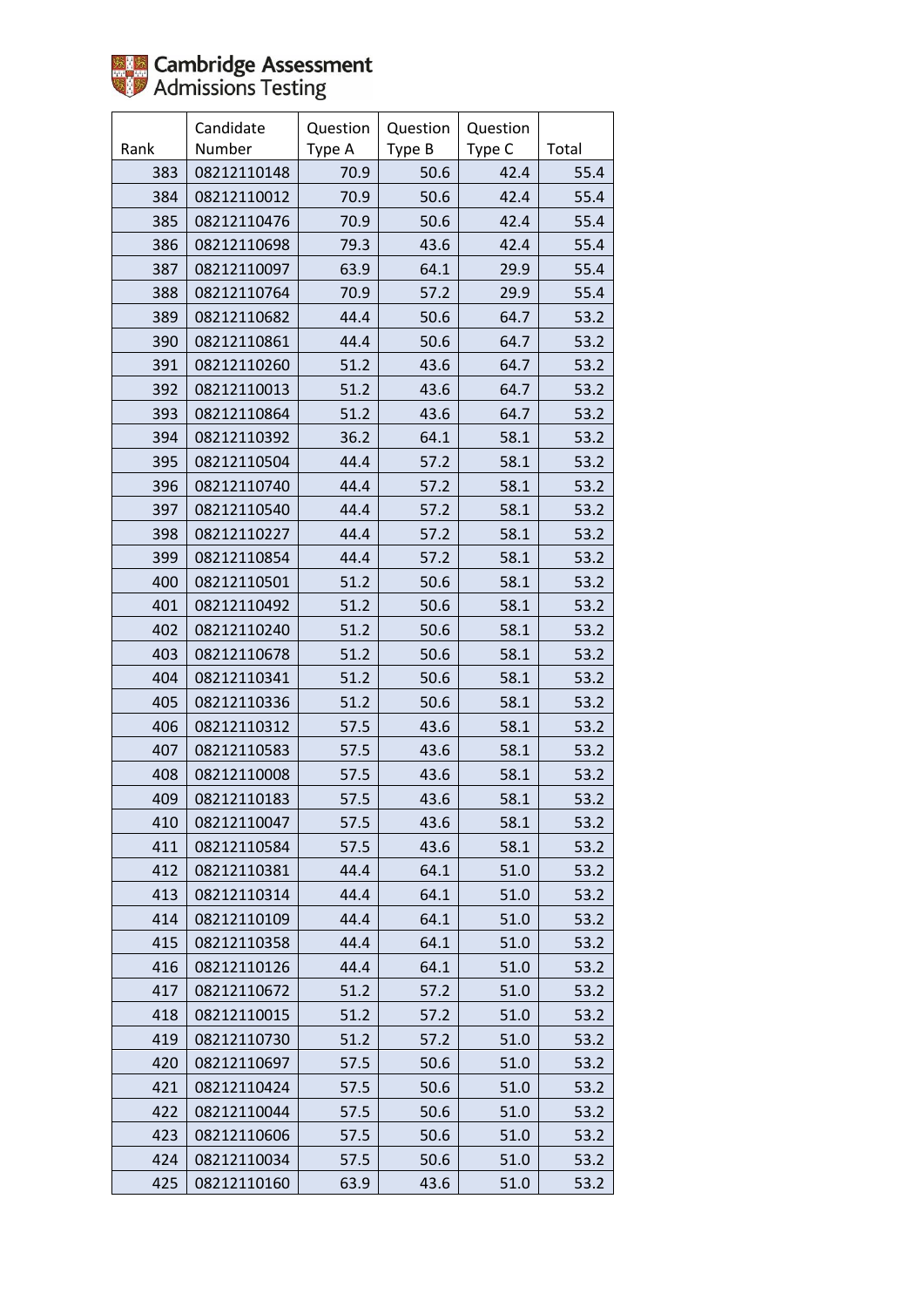| Rank | Candidate Number | Question Type A | Question Type B | Question Type C | Total |
|---|---|---|---|---|---|
| 383 | 08212110148 | 70.9 | 50.6 | 42.4 | 55.4 |
| 384 | 08212110012 | 70.9 | 50.6 | 42.4 | 55.4 |
| 385 | 08212110476 | 70.9 | 50.6 | 42.4 | 55.4 |
| 386 | 08212110698 | 79.3 | 43.6 | 42.4 | 55.4 |
| 387 | 08212110097 | 63.9 | 64.1 | 29.9 | 55.4 |
| 388 | 08212110764 | 70.9 | 57.2 | 29.9 | 55.4 |
| 389 | 08212110682 | 44.4 | 50.6 | 64.7 | 53.2 |
| 390 | 08212110861 | 44.4 | 50.6 | 64.7 | 53.2 |
| 391 | 08212110260 | 51.2 | 43.6 | 64.7 | 53.2 |
| 392 | 08212110013 | 51.2 | 43.6 | 64.7 | 53.2 |
| 393 | 08212110864 | 51.2 | 43.6 | 64.7 | 53.2 |
| 394 | 08212110392 | 36.2 | 64.1 | 58.1 | 53.2 |
| 395 | 08212110504 | 44.4 | 57.2 | 58.1 | 53.2 |
| 396 | 08212110740 | 44.4 | 57.2 | 58.1 | 53.2 |
| 397 | 08212110540 | 44.4 | 57.2 | 58.1 | 53.2 |
| 398 | 08212110227 | 44.4 | 57.2 | 58.1 | 53.2 |
| 399 | 08212110854 | 44.4 | 57.2 | 58.1 | 53.2 |
| 400 | 08212110501 | 51.2 | 50.6 | 58.1 | 53.2 |
| 401 | 08212110492 | 51.2 | 50.6 | 58.1 | 53.2 |
| 402 | 08212110240 | 51.2 | 50.6 | 58.1 | 53.2 |
| 403 | 08212110678 | 51.2 | 50.6 | 58.1 | 53.2 |
| 404 | 08212110341 | 51.2 | 50.6 | 58.1 | 53.2 |
| 405 | 08212110336 | 51.2 | 50.6 | 58.1 | 53.2 |
| 406 | 08212110312 | 57.5 | 43.6 | 58.1 | 53.2 |
| 407 | 08212110583 | 57.5 | 43.6 | 58.1 | 53.2 |
| 408 | 08212110008 | 57.5 | 43.6 | 58.1 | 53.2 |
| 409 | 08212110183 | 57.5 | 43.6 | 58.1 | 53.2 |
| 410 | 08212110047 | 57.5 | 43.6 | 58.1 | 53.2 |
| 411 | 08212110584 | 57.5 | 43.6 | 58.1 | 53.2 |
| 412 | 08212110381 | 44.4 | 64.1 | 51.0 | 53.2 |
| 413 | 08212110314 | 44.4 | 64.1 | 51.0 | 53.2 |
| 414 | 08212110109 | 44.4 | 64.1 | 51.0 | 53.2 |
| 415 | 08212110358 | 44.4 | 64.1 | 51.0 | 53.2 |
| 416 | 08212110126 | 44.4 | 64.1 | 51.0 | 53.2 |
| 417 | 08212110672 | 51.2 | 57.2 | 51.0 | 53.2 |
| 418 | 08212110015 | 51.2 | 57.2 | 51.0 | 53.2 |
| 419 | 08212110730 | 51.2 | 57.2 | 51.0 | 53.2 |
| 420 | 08212110697 | 57.5 | 50.6 | 51.0 | 53.2 |
| 421 | 08212110424 | 57.5 | 50.6 | 51.0 | 53.2 |
| 422 | 08212110044 | 57.5 | 50.6 | 51.0 | 53.2 |
| 423 | 08212110606 | 57.5 | 50.6 | 51.0 | 53.2 |
| 424 | 08212110034 | 57.5 | 50.6 | 51.0 | 53.2 |
| 425 | 08212110160 | 63.9 | 43.6 | 51.0 | 53.2 |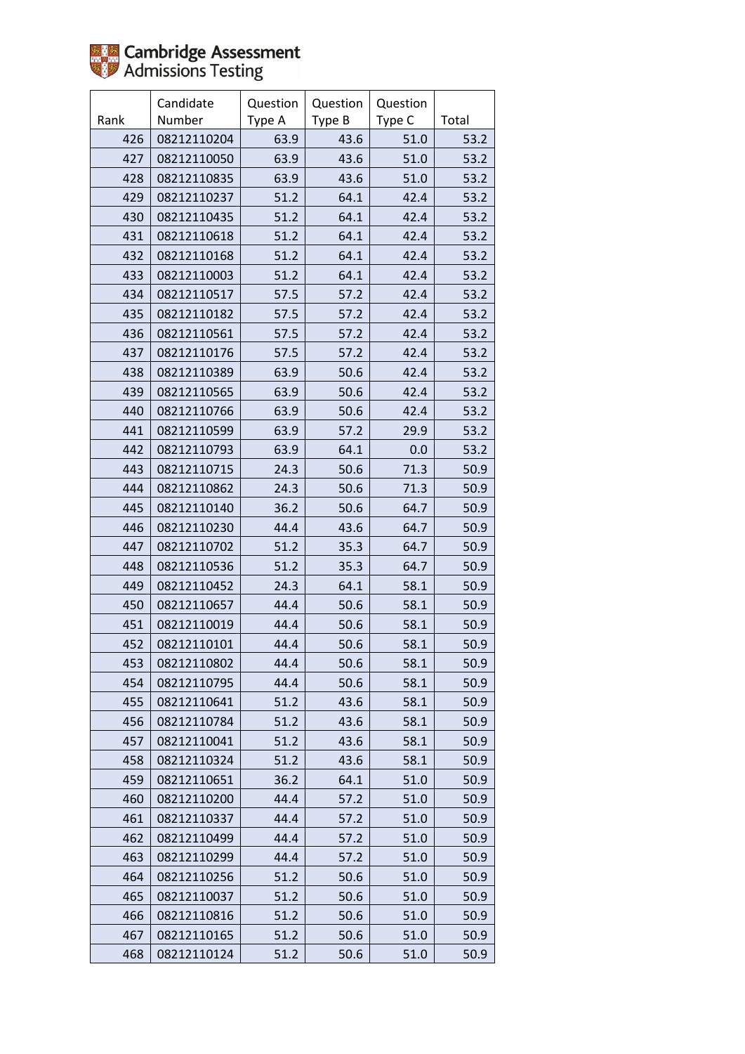| Rank | Candidate Number | Question Type A | Question Type B | Question Type C | Total |
|---|---|---|---|---|---|
| 426 | 08212110204 | 63.9 | 43.6 | 51.0 | 53.2 |
| 427 | 08212110050 | 63.9 | 43.6 | 51.0 | 53.2 |
| 428 | 08212110835 | 63.9 | 43.6 | 51.0 | 53.2 |
| 429 | 08212110237 | 51.2 | 64.1 | 42.4 | 53.2 |
| 430 | 08212110435 | 51.2 | 64.1 | 42.4 | 53.2 |
| 431 | 08212110618 | 51.2 | 64.1 | 42.4 | 53.2 |
| 432 | 08212110168 | 51.2 | 64.1 | 42.4 | 53.2 |
| 433 | 08212110003 | 51.2 | 64.1 | 42.4 | 53.2 |
| 434 | 08212110517 | 57.5 | 57.2 | 42.4 | 53.2 |
| 435 | 08212110182 | 57.5 | 57.2 | 42.4 | 53.2 |
| 436 | 08212110561 | 57.5 | 57.2 | 42.4 | 53.2 |
| 437 | 08212110176 | 57.5 | 57.2 | 42.4 | 53.2 |
| 438 | 08212110389 | 63.9 | 50.6 | 42.4 | 53.2 |
| 439 | 08212110565 | 63.9 | 50.6 | 42.4 | 53.2 |
| 440 | 08212110766 | 63.9 | 50.6 | 42.4 | 53.2 |
| 441 | 08212110599 | 63.9 | 57.2 | 29.9 | 53.2 |
| 442 | 08212110793 | 63.9 | 64.1 | 0.0 | 53.2 |
| 443 | 08212110715 | 24.3 | 50.6 | 71.3 | 50.9 |
| 444 | 08212110862 | 24.3 | 50.6 | 71.3 | 50.9 |
| 445 | 08212110140 | 36.2 | 50.6 | 64.7 | 50.9 |
| 446 | 08212110230 | 44.4 | 43.6 | 64.7 | 50.9 |
| 447 | 08212110702 | 51.2 | 35.3 | 64.7 | 50.9 |
| 448 | 08212110536 | 51.2 | 35.3 | 64.7 | 50.9 |
| 449 | 08212110452 | 24.3 | 64.1 | 58.1 | 50.9 |
| 450 | 08212110657 | 44.4 | 50.6 | 58.1 | 50.9 |
| 451 | 08212110019 | 44.4 | 50.6 | 58.1 | 50.9 |
| 452 | 08212110101 | 44.4 | 50.6 | 58.1 | 50.9 |
| 453 | 08212110802 | 44.4 | 50.6 | 58.1 | 50.9 |
| 454 | 08212110795 | 44.4 | 50.6 | 58.1 | 50.9 |
| 455 | 08212110641 | 51.2 | 43.6 | 58.1 | 50.9 |
| 456 | 08212110784 | 51.2 | 43.6 | 58.1 | 50.9 |
| 457 | 08212110041 | 51.2 | 43.6 | 58.1 | 50.9 |
| 458 | 08212110324 | 51.2 | 43.6 | 58.1 | 50.9 |
| 459 | 08212110651 | 36.2 | 64.1 | 51.0 | 50.9 |
| 460 | 08212110200 | 44.4 | 57.2 | 51.0 | 50.9 |
| 461 | 08212110337 | 44.4 | 57.2 | 51.0 | 50.9 |
| 462 | 08212110499 | 44.4 | 57.2 | 51.0 | 50.9 |
| 463 | 08212110299 | 44.4 | 57.2 | 51.0 | 50.9 |
| 464 | 08212110256 | 51.2 | 50.6 | 51.0 | 50.9 |
| 465 | 08212110037 | 51.2 | 50.6 | 51.0 | 50.9 |
| 466 | 08212110816 | 51.2 | 50.6 | 51.0 | 50.9 |
| 467 | 08212110165 | 51.2 | 50.6 | 51.0 | 50.9 |
| 468 | 08212110124 | 51.2 | 50.6 | 51.0 | 50.9 |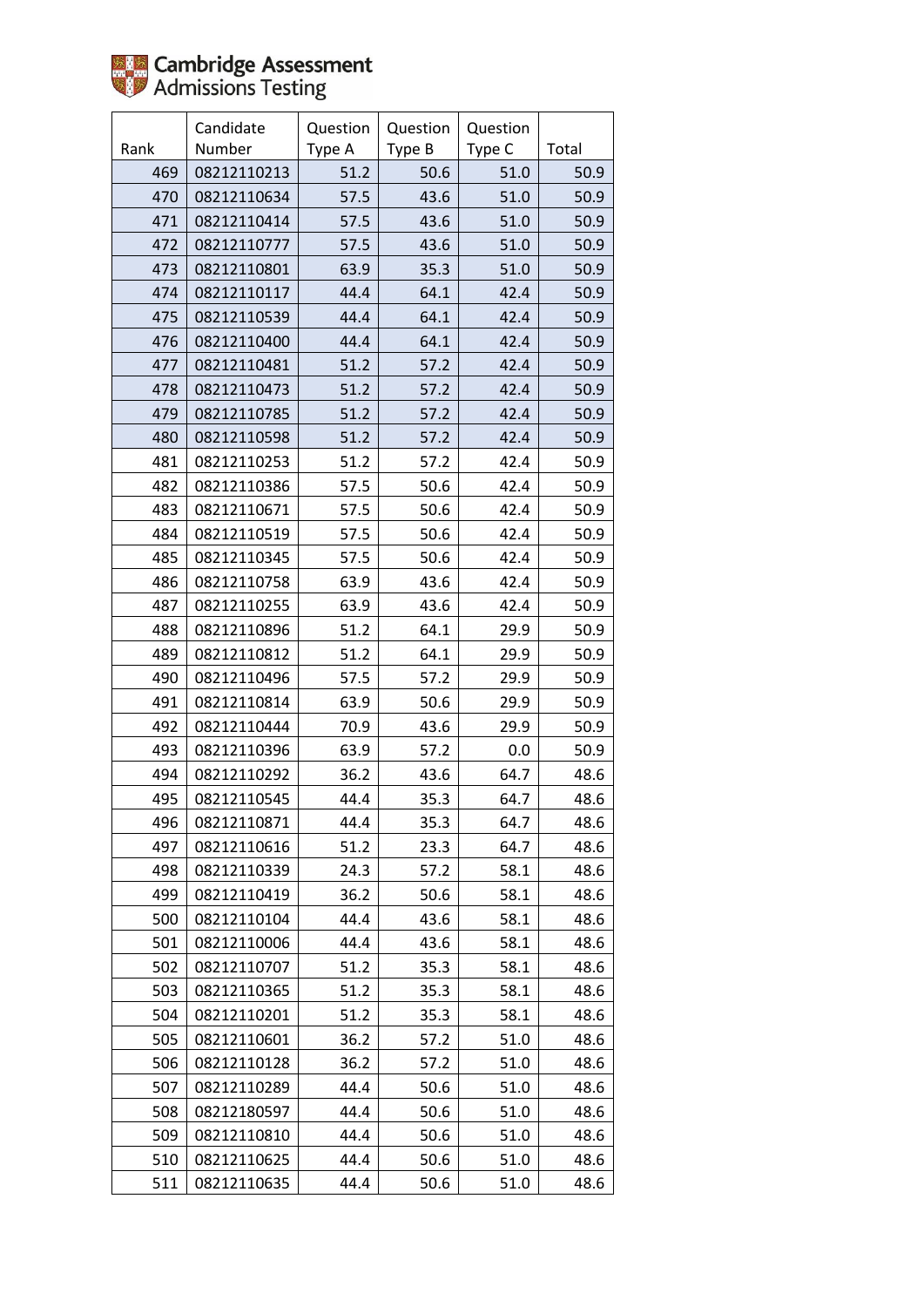| Rank | Candidate Number | Question Type A | Question Type B | Question Type C | Total |
|---|---|---|---|---|---|
| 469 | 08212110213 | 51.2 | 50.6 | 51.0 | 50.9 |
| 470 | 08212110634 | 57.5 | 43.6 | 51.0 | 50.9 |
| 471 | 08212110414 | 57.5 | 43.6 | 51.0 | 50.9 |
| 472 | 08212110777 | 57.5 | 43.6 | 51.0 | 50.9 |
| 473 | 08212110801 | 63.9 | 35.3 | 51.0 | 50.9 |
| 474 | 08212110117 | 44.4 | 64.1 | 42.4 | 50.9 |
| 475 | 08212110539 | 44.4 | 64.1 | 42.4 | 50.9 |
| 476 | 08212110400 | 44.4 | 64.1 | 42.4 | 50.9 |
| 477 | 08212110481 | 51.2 | 57.2 | 42.4 | 50.9 |
| 478 | 08212110473 | 51.2 | 57.2 | 42.4 | 50.9 |
| 479 | 08212110785 | 51.2 | 57.2 | 42.4 | 50.9 |
| 480 | 08212110598 | 51.2 | 57.2 | 42.4 | 50.9 |
| 481 | 08212110253 | 51.2 | 57.2 | 42.4 | 50.9 |
| 482 | 08212110386 | 57.5 | 50.6 | 42.4 | 50.9 |
| 483 | 08212110671 | 57.5 | 50.6 | 42.4 | 50.9 |
| 484 | 08212110519 | 57.5 | 50.6 | 42.4 | 50.9 |
| 485 | 08212110345 | 57.5 | 50.6 | 42.4 | 50.9 |
| 486 | 08212110758 | 63.9 | 43.6 | 42.4 | 50.9 |
| 487 | 08212110255 | 63.9 | 43.6 | 42.4 | 50.9 |
| 488 | 08212110896 | 51.2 | 64.1 | 29.9 | 50.9 |
| 489 | 08212110812 | 51.2 | 64.1 | 29.9 | 50.9 |
| 490 | 08212110496 | 57.5 | 57.2 | 29.9 | 50.9 |
| 491 | 08212110814 | 63.9 | 50.6 | 29.9 | 50.9 |
| 492 | 08212110444 | 70.9 | 43.6 | 29.9 | 50.9 |
| 493 | 08212110396 | 63.9 | 57.2 | 0.0 | 50.9 |
| 494 | 08212110292 | 36.2 | 43.6 | 64.7 | 48.6 |
| 495 | 08212110545 | 44.4 | 35.3 | 64.7 | 48.6 |
| 496 | 08212110871 | 44.4 | 35.3 | 64.7 | 48.6 |
| 497 | 08212110616 | 51.2 | 23.3 | 64.7 | 48.6 |
| 498 | 08212110339 | 24.3 | 57.2 | 58.1 | 48.6 |
| 499 | 08212110419 | 36.2 | 50.6 | 58.1 | 48.6 |
| 500 | 08212110104 | 44.4 | 43.6 | 58.1 | 48.6 |
| 501 | 08212110006 | 44.4 | 43.6 | 58.1 | 48.6 |
| 502 | 08212110707 | 51.2 | 35.3 | 58.1 | 48.6 |
| 503 | 08212110365 | 51.2 | 35.3 | 58.1 | 48.6 |
| 504 | 08212110201 | 51.2 | 35.3 | 58.1 | 48.6 |
| 505 | 08212110601 | 36.2 | 57.2 | 51.0 | 48.6 |
| 506 | 08212110128 | 36.2 | 57.2 | 51.0 | 48.6 |
| 507 | 08212110289 | 44.4 | 50.6 | 51.0 | 48.6 |
| 508 | 08212180597 | 44.4 | 50.6 | 51.0 | 48.6 |
| 509 | 08212110810 | 44.4 | 50.6 | 51.0 | 48.6 |
| 510 | 08212110625 | 44.4 | 50.6 | 51.0 | 48.6 |
| 511 | 08212110635 | 44.4 | 50.6 | 51.0 | 48.6 |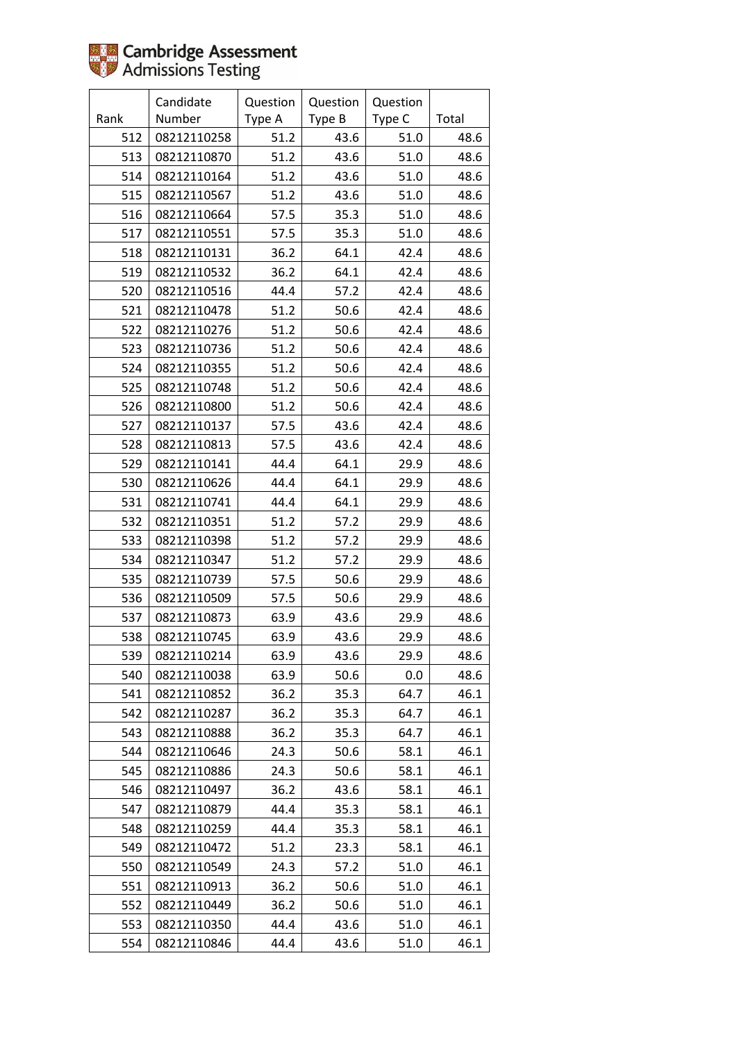| Rank | Candidate Number | Question Type A | Question Type B | Question Type C | Total |
|---|---|---|---|---|---|
| 512 | 08212110258 | 51.2 | 43.6 | 51.0 | 48.6 |
| 513 | 08212110870 | 51.2 | 43.6 | 51.0 | 48.6 |
| 514 | 08212110164 | 51.2 | 43.6 | 51.0 | 48.6 |
| 515 | 08212110567 | 51.2 | 43.6 | 51.0 | 48.6 |
| 516 | 08212110664 | 57.5 | 35.3 | 51.0 | 48.6 |
| 517 | 08212110551 | 57.5 | 35.3 | 51.0 | 48.6 |
| 518 | 08212110131 | 36.2 | 64.1 | 42.4 | 48.6 |
| 519 | 08212110532 | 36.2 | 64.1 | 42.4 | 48.6 |
| 520 | 08212110516 | 44.4 | 57.2 | 42.4 | 48.6 |
| 521 | 08212110478 | 51.2 | 50.6 | 42.4 | 48.6 |
| 522 | 08212110276 | 51.2 | 50.6 | 42.4 | 48.6 |
| 523 | 08212110736 | 51.2 | 50.6 | 42.4 | 48.6 |
| 524 | 08212110355 | 51.2 | 50.6 | 42.4 | 48.6 |
| 525 | 08212110748 | 51.2 | 50.6 | 42.4 | 48.6 |
| 526 | 08212110800 | 51.2 | 50.6 | 42.4 | 48.6 |
| 527 | 08212110137 | 57.5 | 43.6 | 42.4 | 48.6 |
| 528 | 08212110813 | 57.5 | 43.6 | 42.4 | 48.6 |
| 529 | 08212110141 | 44.4 | 64.1 | 29.9 | 48.6 |
| 530 | 08212110626 | 44.4 | 64.1 | 29.9 | 48.6 |
| 531 | 08212110741 | 44.4 | 64.1 | 29.9 | 48.6 |
| 532 | 08212110351 | 51.2 | 57.2 | 29.9 | 48.6 |
| 533 | 08212110398 | 51.2 | 57.2 | 29.9 | 48.6 |
| 534 | 08212110347 | 51.2 | 57.2 | 29.9 | 48.6 |
| 535 | 08212110739 | 57.5 | 50.6 | 29.9 | 48.6 |
| 536 | 08212110509 | 57.5 | 50.6 | 29.9 | 48.6 |
| 537 | 08212110873 | 63.9 | 43.6 | 29.9 | 48.6 |
| 538 | 08212110745 | 63.9 | 43.6 | 29.9 | 48.6 |
| 539 | 08212110214 | 63.9 | 43.6 | 29.9 | 48.6 |
| 540 | 08212110038 | 63.9 | 50.6 | 0.0 | 48.6 |
| 541 | 08212110852 | 36.2 | 35.3 | 64.7 | 46.1 |
| 542 | 08212110287 | 36.2 | 35.3 | 64.7 | 46.1 |
| 543 | 08212110888 | 36.2 | 35.3 | 64.7 | 46.1 |
| 544 | 08212110646 | 24.3 | 50.6 | 58.1 | 46.1 |
| 545 | 08212110886 | 24.3 | 50.6 | 58.1 | 46.1 |
| 546 | 08212110497 | 36.2 | 43.6 | 58.1 | 46.1 |
| 547 | 08212110879 | 44.4 | 35.3 | 58.1 | 46.1 |
| 548 | 08212110259 | 44.4 | 35.3 | 58.1 | 46.1 |
| 549 | 08212110472 | 51.2 | 23.3 | 58.1 | 46.1 |
| 550 | 08212110549 | 24.3 | 57.2 | 51.0 | 46.1 |
| 551 | 08212110913 | 36.2 | 50.6 | 51.0 | 46.1 |
| 552 | 08212110449 | 36.2 | 50.6 | 51.0 | 46.1 |
| 553 | 08212110350 | 44.4 | 43.6 | 51.0 | 46.1 |
| 554 | 08212110846 | 44.4 | 43.6 | 51.0 | 46.1 |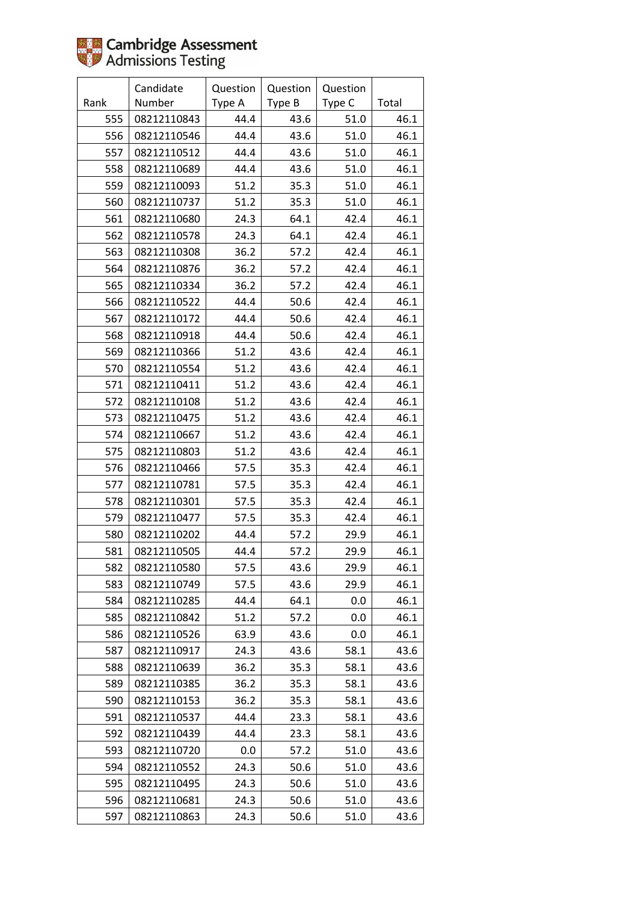| Rank | Candidate Number | Question Type A | Question Type B | Question Type C | Total |
|---|---|---|---|---|---|
| 555 | 08212110843 | 44.4 | 43.6 | 51.0 | 46.1 |
| 556 | 08212110546 | 44.4 | 43.6 | 51.0 | 46.1 |
| 557 | 08212110512 | 44.4 | 43.6 | 51.0 | 46.1 |
| 558 | 08212110689 | 44.4 | 43.6 | 51.0 | 46.1 |
| 559 | 08212110093 | 51.2 | 35.3 | 51.0 | 46.1 |
| 560 | 08212110737 | 51.2 | 35.3 | 51.0 | 46.1 |
| 561 | 08212110680 | 24.3 | 64.1 | 42.4 | 46.1 |
| 562 | 08212110578 | 24.3 | 64.1 | 42.4 | 46.1 |
| 563 | 08212110308 | 36.2 | 57.2 | 42.4 | 46.1 |
| 564 | 08212110876 | 36.2 | 57.2 | 42.4 | 46.1 |
| 565 | 08212110334 | 36.2 | 57.2 | 42.4 | 46.1 |
| 566 | 08212110522 | 44.4 | 50.6 | 42.4 | 46.1 |
| 567 | 08212110172 | 44.4 | 50.6 | 42.4 | 46.1 |
| 568 | 08212110918 | 44.4 | 50.6 | 42.4 | 46.1 |
| 569 | 08212110366 | 51.2 | 43.6 | 42.4 | 46.1 |
| 570 | 08212110554 | 51.2 | 43.6 | 42.4 | 46.1 |
| 571 | 08212110411 | 51.2 | 43.6 | 42.4 | 46.1 |
| 572 | 08212110108 | 51.2 | 43.6 | 42.4 | 46.1 |
| 573 | 08212110475 | 51.2 | 43.6 | 42.4 | 46.1 |
| 574 | 08212110667 | 51.2 | 43.6 | 42.4 | 46.1 |
| 575 | 08212110803 | 51.2 | 43.6 | 42.4 | 46.1 |
| 576 | 08212110466 | 57.5 | 35.3 | 42.4 | 46.1 |
| 577 | 08212110781 | 57.5 | 35.3 | 42.4 | 46.1 |
| 578 | 08212110301 | 57.5 | 35.3 | 42.4 | 46.1 |
| 579 | 08212110477 | 57.5 | 35.3 | 42.4 | 46.1 |
| 580 | 08212110202 | 44.4 | 57.2 | 29.9 | 46.1 |
| 581 | 08212110505 | 44.4 | 57.2 | 29.9 | 46.1 |
| 582 | 08212110580 | 57.5 | 43.6 | 29.9 | 46.1 |
| 583 | 08212110749 | 57.5 | 43.6 | 29.9 | 46.1 |
| 584 | 08212110285 | 44.4 | 64.1 | 0.0 | 46.1 |
| 585 | 08212110842 | 51.2 | 57.2 | 0.0 | 46.1 |
| 586 | 08212110526 | 63.9 | 43.6 | 0.0 | 46.1 |
| 587 | 08212110917 | 24.3 | 43.6 | 58.1 | 43.6 |
| 588 | 08212110639 | 36.2 | 35.3 | 58.1 | 43.6 |
| 589 | 08212110385 | 36.2 | 35.3 | 58.1 | 43.6 |
| 590 | 08212110153 | 36.2 | 35.3 | 58.1 | 43.6 |
| 591 | 08212110537 | 44.4 | 23.3 | 58.1 | 43.6 |
| 592 | 08212110439 | 44.4 | 23.3 | 58.1 | 43.6 |
| 593 | 08212110720 | 0.0 | 57.2 | 51.0 | 43.6 |
| 594 | 08212110552 | 24.3 | 50.6 | 51.0 | 43.6 |
| 595 | 08212110495 | 24.3 | 50.6 | 51.0 | 43.6 |
| 596 | 08212110681 | 24.3 | 50.6 | 51.0 | 43.6 |
| 597 | 08212110863 | 24.3 | 50.6 | 51.0 | 43.6 |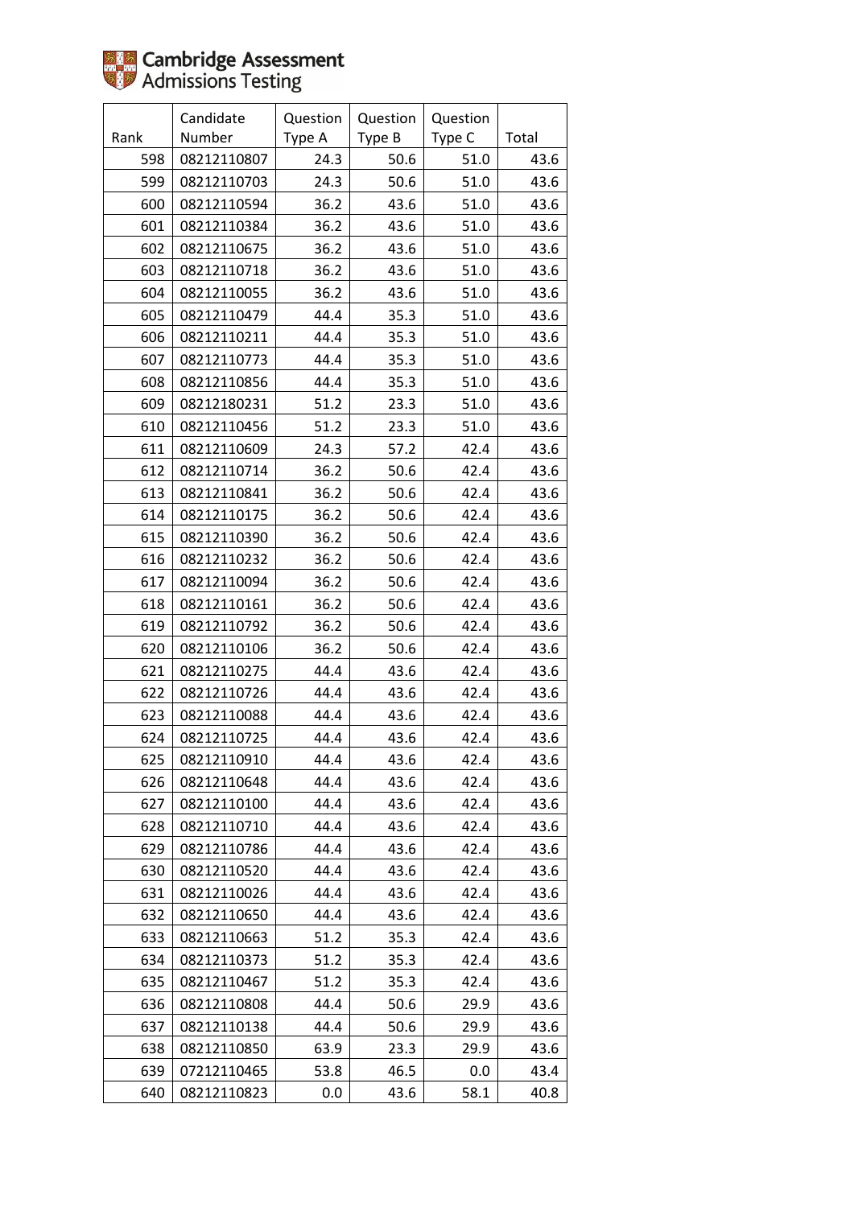Cambridge Assessment Admissions Testing

| Rank | Candidate Number | Question Type A | Question Type B | Question Type C | Total |
|---|---|---|---|---|---|
| 598 | 08212110807 | 24.3 | 50.6 | 51.0 | 43.6 |
| 599 | 08212110703 | 24.3 | 50.6 | 51.0 | 43.6 |
| 600 | 08212110594 | 36.2 | 43.6 | 51.0 | 43.6 |
| 601 | 08212110384 | 36.2 | 43.6 | 51.0 | 43.6 |
| 602 | 08212110675 | 36.2 | 43.6 | 51.0 | 43.6 |
| 603 | 08212110718 | 36.2 | 43.6 | 51.0 | 43.6 |
| 604 | 08212110055 | 36.2 | 43.6 | 51.0 | 43.6 |
| 605 | 08212110479 | 44.4 | 35.3 | 51.0 | 43.6 |
| 606 | 08212110211 | 44.4 | 35.3 | 51.0 | 43.6 |
| 607 | 08212110773 | 44.4 | 35.3 | 51.0 | 43.6 |
| 608 | 08212110856 | 44.4 | 35.3 | 51.0 | 43.6 |
| 609 | 08212180231 | 51.2 | 23.3 | 51.0 | 43.6 |
| 610 | 08212110456 | 51.2 | 23.3 | 51.0 | 43.6 |
| 611 | 08212110609 | 24.3 | 57.2 | 42.4 | 43.6 |
| 612 | 08212110714 | 36.2 | 50.6 | 42.4 | 43.6 |
| 613 | 08212110841 | 36.2 | 50.6 | 42.4 | 43.6 |
| 614 | 08212110175 | 36.2 | 50.6 | 42.4 | 43.6 |
| 615 | 08212110390 | 36.2 | 50.6 | 42.4 | 43.6 |
| 616 | 08212110232 | 36.2 | 50.6 | 42.4 | 43.6 |
| 617 | 08212110094 | 36.2 | 50.6 | 42.4 | 43.6 |
| 618 | 08212110161 | 36.2 | 50.6 | 42.4 | 43.6 |
| 619 | 08212110792 | 36.2 | 50.6 | 42.4 | 43.6 |
| 620 | 08212110106 | 36.2 | 50.6 | 42.4 | 43.6 |
| 621 | 08212110275 | 44.4 | 43.6 | 42.4 | 43.6 |
| 622 | 08212110726 | 44.4 | 43.6 | 42.4 | 43.6 |
| 623 | 08212110088 | 44.4 | 43.6 | 42.4 | 43.6 |
| 624 | 08212110725 | 44.4 | 43.6 | 42.4 | 43.6 |
| 625 | 08212110910 | 44.4 | 43.6 | 42.4 | 43.6 |
| 626 | 08212110648 | 44.4 | 43.6 | 42.4 | 43.6 |
| 627 | 08212110100 | 44.4 | 43.6 | 42.4 | 43.6 |
| 628 | 08212110710 | 44.4 | 43.6 | 42.4 | 43.6 |
| 629 | 08212110786 | 44.4 | 43.6 | 42.4 | 43.6 |
| 630 | 08212110520 | 44.4 | 43.6 | 42.4 | 43.6 |
| 631 | 08212110026 | 44.4 | 43.6 | 42.4 | 43.6 |
| 632 | 08212110650 | 44.4 | 43.6 | 42.4 | 43.6 |
| 633 | 08212110663 | 51.2 | 35.3 | 42.4 | 43.6 |
| 634 | 08212110373 | 51.2 | 35.3 | 42.4 | 43.6 |
| 635 | 08212110467 | 51.2 | 35.3 | 42.4 | 43.6 |
| 636 | 08212110808 | 44.4 | 50.6 | 29.9 | 43.6 |
| 637 | 08212110138 | 44.4 | 50.6 | 29.9 | 43.6 |
| 638 | 08212110850 | 63.9 | 23.3 | 29.9 | 43.6 |
| 639 | 07212110465 | 53.8 | 46.5 | 0.0 | 43.4 |
| 640 | 08212110823 | 0.0 | 43.6 | 58.1 | 40.8 |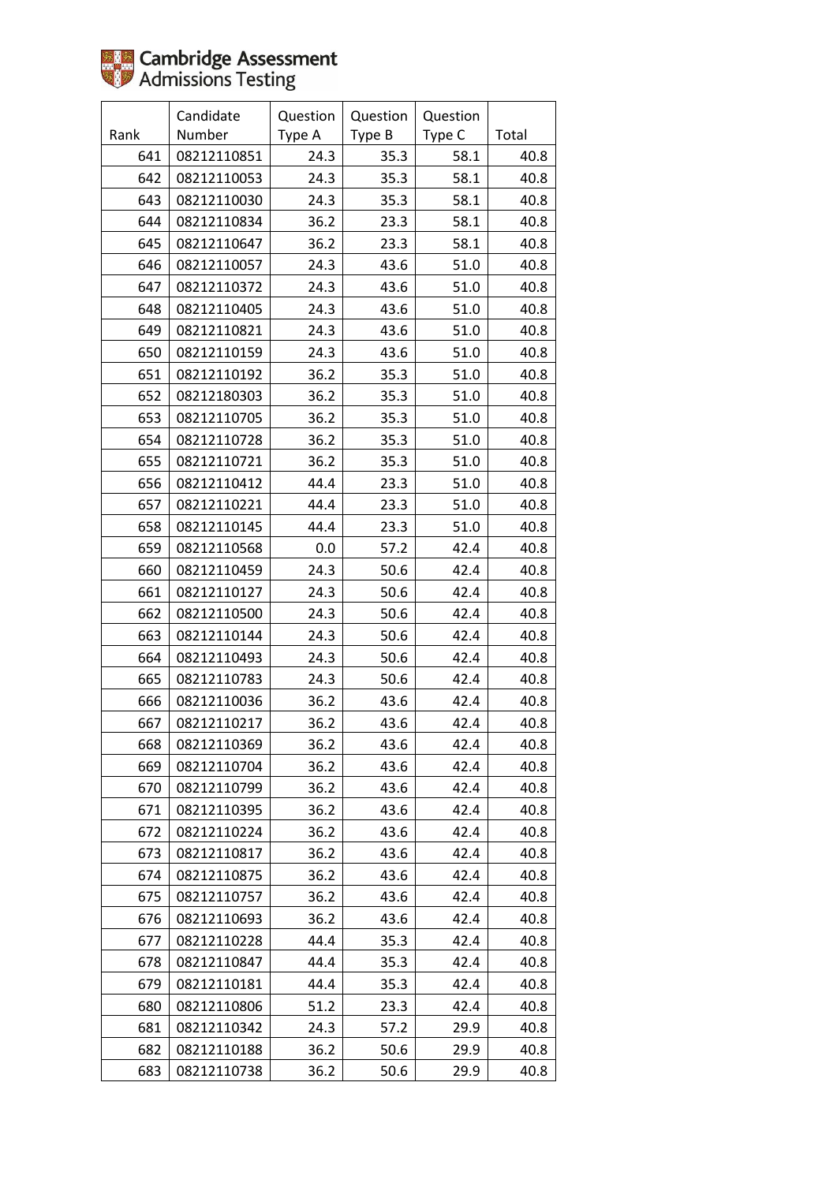Cambridge Assessment Admissions Testing

| Rank | Candidate Number | Question Type A | Question Type B | Question Type C | Total |
|---|---|---|---|---|---|
| 641 | 08212110851 | 24.3 | 35.3 | 58.1 | 40.8 |
| 642 | 08212110053 | 24.3 | 35.3 | 58.1 | 40.8 |
| 643 | 08212110030 | 24.3 | 35.3 | 58.1 | 40.8 |
| 644 | 08212110834 | 36.2 | 23.3 | 58.1 | 40.8 |
| 645 | 08212110647 | 36.2 | 23.3 | 58.1 | 40.8 |
| 646 | 08212110057 | 24.3 | 43.6 | 51.0 | 40.8 |
| 647 | 08212110372 | 24.3 | 43.6 | 51.0 | 40.8 |
| 648 | 08212110405 | 24.3 | 43.6 | 51.0 | 40.8 |
| 649 | 08212110821 | 24.3 | 43.6 | 51.0 | 40.8 |
| 650 | 08212110159 | 24.3 | 43.6 | 51.0 | 40.8 |
| 651 | 08212110192 | 36.2 | 35.3 | 51.0 | 40.8 |
| 652 | 08212180303 | 36.2 | 35.3 | 51.0 | 40.8 |
| 653 | 08212110705 | 36.2 | 35.3 | 51.0 | 40.8 |
| 654 | 08212110728 | 36.2 | 35.3 | 51.0 | 40.8 |
| 655 | 08212110721 | 36.2 | 35.3 | 51.0 | 40.8 |
| 656 | 08212110412 | 44.4 | 23.3 | 51.0 | 40.8 |
| 657 | 08212110221 | 44.4 | 23.3 | 51.0 | 40.8 |
| 658 | 08212110145 | 44.4 | 23.3 | 51.0 | 40.8 |
| 659 | 08212110568 | 0.0 | 57.2 | 42.4 | 40.8 |
| 660 | 08212110459 | 24.3 | 50.6 | 42.4 | 40.8 |
| 661 | 08212110127 | 24.3 | 50.6 | 42.4 | 40.8 |
| 662 | 08212110500 | 24.3 | 50.6 | 42.4 | 40.8 |
| 663 | 08212110144 | 24.3 | 50.6 | 42.4 | 40.8 |
| 664 | 08212110493 | 24.3 | 50.6 | 42.4 | 40.8 |
| 665 | 08212110783 | 24.3 | 50.6 | 42.4 | 40.8 |
| 666 | 08212110036 | 36.2 | 43.6 | 42.4 | 40.8 |
| 667 | 08212110217 | 36.2 | 43.6 | 42.4 | 40.8 |
| 668 | 08212110369 | 36.2 | 43.6 | 42.4 | 40.8 |
| 669 | 08212110704 | 36.2 | 43.6 | 42.4 | 40.8 |
| 670 | 08212110799 | 36.2 | 43.6 | 42.4 | 40.8 |
| 671 | 08212110395 | 36.2 | 43.6 | 42.4 | 40.8 |
| 672 | 08212110224 | 36.2 | 43.6 | 42.4 | 40.8 |
| 673 | 08212110817 | 36.2 | 43.6 | 42.4 | 40.8 |
| 674 | 08212110875 | 36.2 | 43.6 | 42.4 | 40.8 |
| 675 | 08212110757 | 36.2 | 43.6 | 42.4 | 40.8 |
| 676 | 08212110693 | 36.2 | 43.6 | 42.4 | 40.8 |
| 677 | 08212110228 | 44.4 | 35.3 | 42.4 | 40.8 |
| 678 | 08212110847 | 44.4 | 35.3 | 42.4 | 40.8 |
| 679 | 08212110181 | 44.4 | 35.3 | 42.4 | 40.8 |
| 680 | 08212110806 | 51.2 | 23.3 | 42.4 | 40.8 |
| 681 | 08212110342 | 24.3 | 57.2 | 29.9 | 40.8 |
| 682 | 08212110188 | 36.2 | 50.6 | 29.9 | 40.8 |
| 683 | 08212110738 | 36.2 | 50.6 | 29.9 | 40.8 |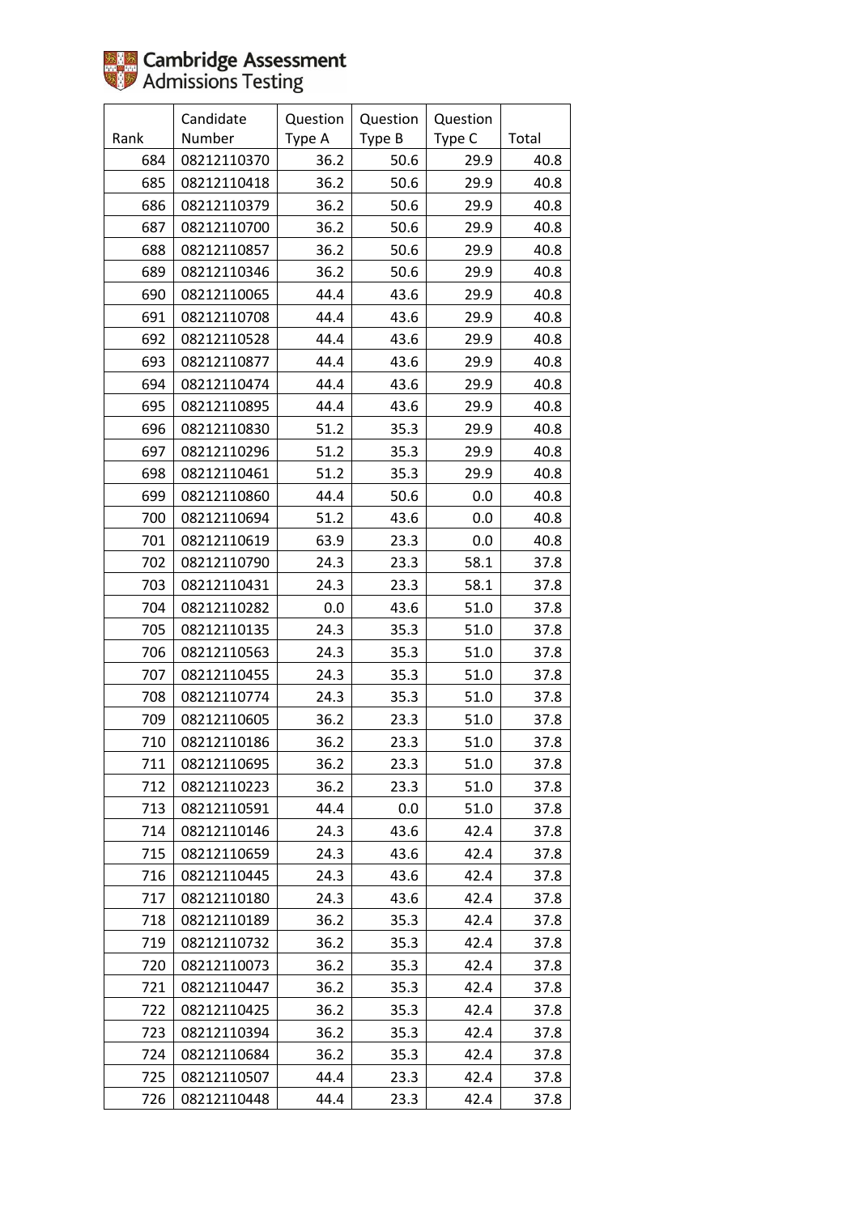Cambridge Assessment Admissions Testing

| Rank | Candidate Number | Question Type A | Question Type B | Question Type C | Total |
|---|---|---|---|---|---|
| 684 | 08212110370 | 36.2 | 50.6 | 29.9 | 40.8 |
| 685 | 08212110418 | 36.2 | 50.6 | 29.9 | 40.8 |
| 686 | 08212110379 | 36.2 | 50.6 | 29.9 | 40.8 |
| 687 | 08212110700 | 36.2 | 50.6 | 29.9 | 40.8 |
| 688 | 08212110857 | 36.2 | 50.6 | 29.9 | 40.8 |
| 689 | 08212110346 | 36.2 | 50.6 | 29.9 | 40.8 |
| 690 | 08212110065 | 44.4 | 43.6 | 29.9 | 40.8 |
| 691 | 08212110708 | 44.4 | 43.6 | 29.9 | 40.8 |
| 692 | 08212110528 | 44.4 | 43.6 | 29.9 | 40.8 |
| 693 | 08212110877 | 44.4 | 43.6 | 29.9 | 40.8 |
| 694 | 08212110474 | 44.4 | 43.6 | 29.9 | 40.8 |
| 695 | 08212110895 | 44.4 | 43.6 | 29.9 | 40.8 |
| 696 | 08212110830 | 51.2 | 35.3 | 29.9 | 40.8 |
| 697 | 08212110296 | 51.2 | 35.3 | 29.9 | 40.8 |
| 698 | 08212110461 | 51.2 | 35.3 | 29.9 | 40.8 |
| 699 | 08212110860 | 44.4 | 50.6 | 0.0 | 40.8 |
| 700 | 08212110694 | 51.2 | 43.6 | 0.0 | 40.8 |
| 701 | 08212110619 | 63.9 | 23.3 | 0.0 | 40.8 |
| 702 | 08212110790 | 24.3 | 23.3 | 58.1 | 37.8 |
| 703 | 08212110431 | 24.3 | 23.3 | 58.1 | 37.8 |
| 704 | 08212110282 | 0.0 | 43.6 | 51.0 | 37.8 |
| 705 | 08212110135 | 24.3 | 35.3 | 51.0 | 37.8 |
| 706 | 08212110563 | 24.3 | 35.3 | 51.0 | 37.8 |
| 707 | 08212110455 | 24.3 | 35.3 | 51.0 | 37.8 |
| 708 | 08212110774 | 24.3 | 35.3 | 51.0 | 37.8 |
| 709 | 08212110605 | 36.2 | 23.3 | 51.0 | 37.8 |
| 710 | 08212110186 | 36.2 | 23.3 | 51.0 | 37.8 |
| 711 | 08212110695 | 36.2 | 23.3 | 51.0 | 37.8 |
| 712 | 08212110223 | 36.2 | 23.3 | 51.0 | 37.8 |
| 713 | 08212110591 | 44.4 | 0.0 | 51.0 | 37.8 |
| 714 | 08212110146 | 24.3 | 43.6 | 42.4 | 37.8 |
| 715 | 08212110659 | 24.3 | 43.6 | 42.4 | 37.8 |
| 716 | 08212110445 | 24.3 | 43.6 | 42.4 | 37.8 |
| 717 | 08212110180 | 24.3 | 43.6 | 42.4 | 37.8 |
| 718 | 08212110189 | 36.2 | 35.3 | 42.4 | 37.8 |
| 719 | 08212110732 | 36.2 | 35.3 | 42.4 | 37.8 |
| 720 | 08212110073 | 36.2 | 35.3 | 42.4 | 37.8 |
| 721 | 08212110447 | 36.2 | 35.3 | 42.4 | 37.8 |
| 722 | 08212110425 | 36.2 | 35.3 | 42.4 | 37.8 |
| 723 | 08212110394 | 36.2 | 35.3 | 42.4 | 37.8 |
| 724 | 08212110684 | 36.2 | 35.3 | 42.4 | 37.8 |
| 725 | 08212110507 | 44.4 | 23.3 | 42.4 | 37.8 |
| 726 | 08212110448 | 44.4 | 23.3 | 42.4 | 37.8 |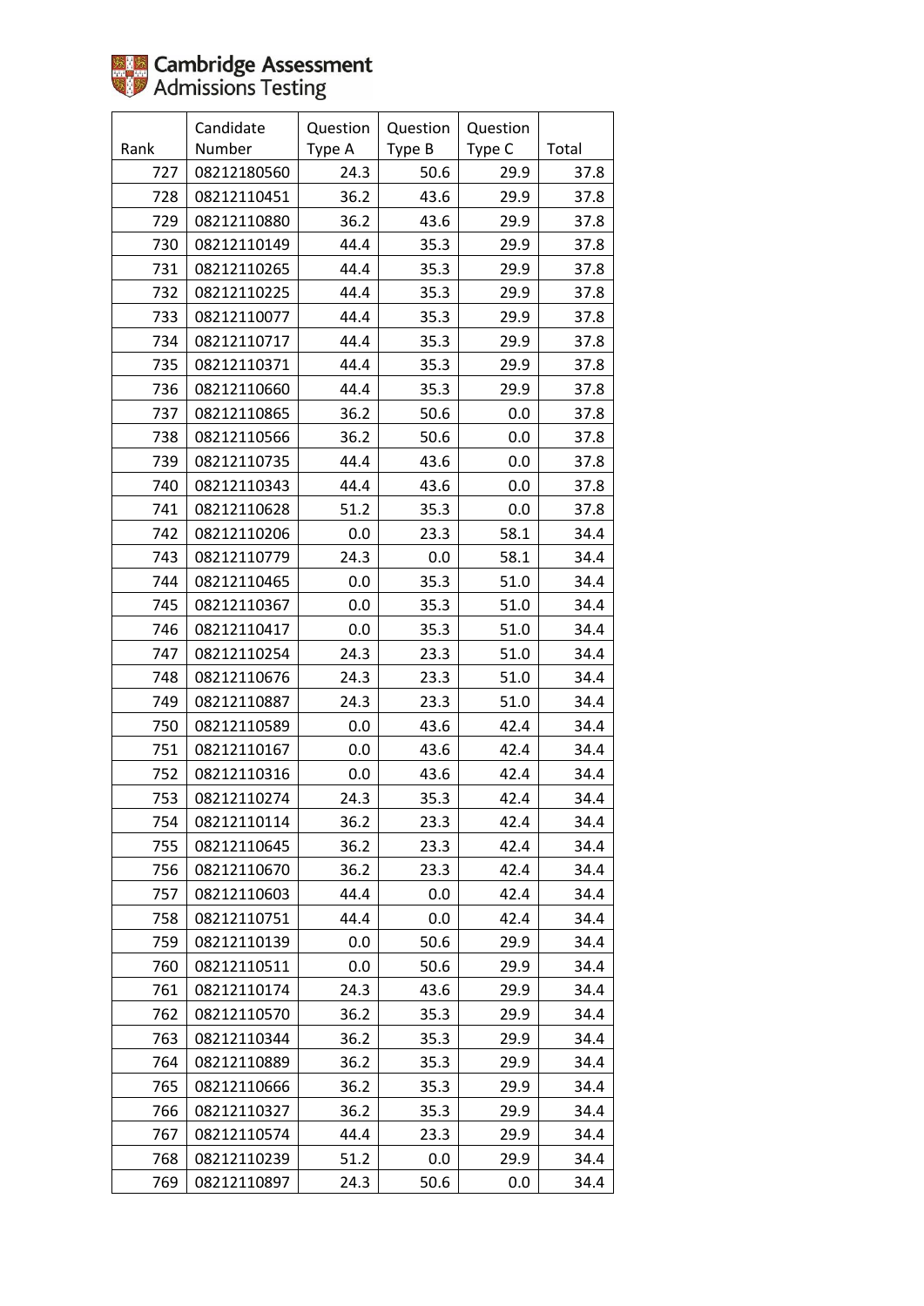| Rank | Candidate Number | Question Type A | Question Type B | Question Type C | Total |
|---|---|---|---|---|---|
| 727 | 08212180560 | 24.3 | 50.6 | 29.9 | 37.8 |
| 728 | 08212110451 | 36.2 | 43.6 | 29.9 | 37.8 |
| 729 | 08212110880 | 36.2 | 43.6 | 29.9 | 37.8 |
| 730 | 08212110149 | 44.4 | 35.3 | 29.9 | 37.8 |
| 731 | 08212110265 | 44.4 | 35.3 | 29.9 | 37.8 |
| 732 | 08212110225 | 44.4 | 35.3 | 29.9 | 37.8 |
| 733 | 08212110077 | 44.4 | 35.3 | 29.9 | 37.8 |
| 734 | 08212110717 | 44.4 | 35.3 | 29.9 | 37.8 |
| 735 | 08212110371 | 44.4 | 35.3 | 29.9 | 37.8 |
| 736 | 08212110660 | 44.4 | 35.3 | 29.9 | 37.8 |
| 737 | 08212110865 | 36.2 | 50.6 | 0.0 | 37.8 |
| 738 | 08212110566 | 36.2 | 50.6 | 0.0 | 37.8 |
| 739 | 08212110735 | 44.4 | 43.6 | 0.0 | 37.8 |
| 740 | 08212110343 | 44.4 | 43.6 | 0.0 | 37.8 |
| 741 | 08212110628 | 51.2 | 35.3 | 0.0 | 37.8 |
| 742 | 08212110206 | 0.0 | 23.3 | 58.1 | 34.4 |
| 743 | 08212110779 | 24.3 | 0.0 | 58.1 | 34.4 |
| 744 | 08212110465 | 0.0 | 35.3 | 51.0 | 34.4 |
| 745 | 08212110367 | 0.0 | 35.3 | 51.0 | 34.4 |
| 746 | 08212110417 | 0.0 | 35.3 | 51.0 | 34.4 |
| 747 | 08212110254 | 24.3 | 23.3 | 51.0 | 34.4 |
| 748 | 08212110676 | 24.3 | 23.3 | 51.0 | 34.4 |
| 749 | 08212110887 | 24.3 | 23.3 | 51.0 | 34.4 |
| 750 | 08212110589 | 0.0 | 43.6 | 42.4 | 34.4 |
| 751 | 08212110167 | 0.0 | 43.6 | 42.4 | 34.4 |
| 752 | 08212110316 | 0.0 | 43.6 | 42.4 | 34.4 |
| 753 | 08212110274 | 24.3 | 35.3 | 42.4 | 34.4 |
| 754 | 08212110114 | 36.2 | 23.3 | 42.4 | 34.4 |
| 755 | 08212110645 | 36.2 | 23.3 | 42.4 | 34.4 |
| 756 | 08212110670 | 36.2 | 23.3 | 42.4 | 34.4 |
| 757 | 08212110603 | 44.4 | 0.0 | 42.4 | 34.4 |
| 758 | 08212110751 | 44.4 | 0.0 | 42.4 | 34.4 |
| 759 | 08212110139 | 0.0 | 50.6 | 29.9 | 34.4 |
| 760 | 08212110511 | 0.0 | 50.6 | 29.9 | 34.4 |
| 761 | 08212110174 | 24.3 | 43.6 | 29.9 | 34.4 |
| 762 | 08212110570 | 36.2 | 35.3 | 29.9 | 34.4 |
| 763 | 08212110344 | 36.2 | 35.3 | 29.9 | 34.4 |
| 764 | 08212110889 | 36.2 | 35.3 | 29.9 | 34.4 |
| 765 | 08212110666 | 36.2 | 35.3 | 29.9 | 34.4 |
| 766 | 08212110327 | 36.2 | 35.3 | 29.9 | 34.4 |
| 767 | 08212110574 | 44.4 | 23.3 | 29.9 | 34.4 |
| 768 | 08212110239 | 51.2 | 0.0 | 29.9 | 34.4 |
| 769 | 08212110897 | 24.3 | 50.6 | 0.0 | 34.4 |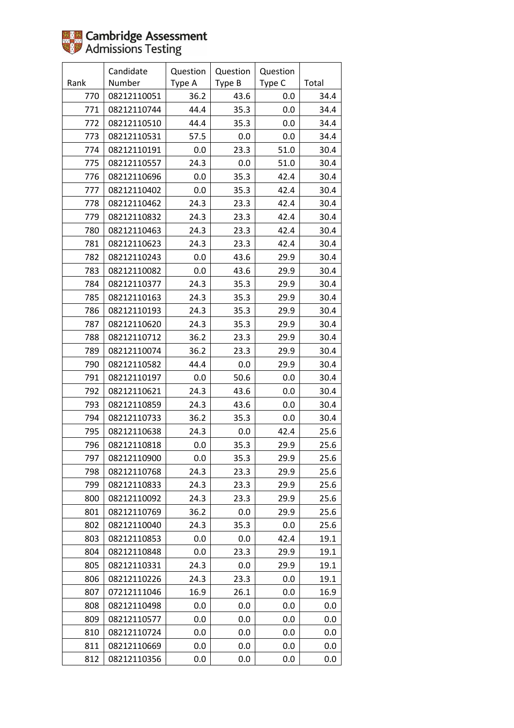| Rank | Candidate Number | Question Type A | Question Type B | Question Type C | Total |
|---|---|---|---|---|---|
| 770 | 08212110051 | 36.2 | 43.6 | 0.0 | 34.4 |
| 771 | 08212110744 | 44.4 | 35.3 | 0.0 | 34.4 |
| 772 | 08212110510 | 44.4 | 35.3 | 0.0 | 34.4 |
| 773 | 08212110531 | 57.5 | 0.0 | 0.0 | 34.4 |
| 774 | 08212110191 | 0.0 | 23.3 | 51.0 | 30.4 |
| 775 | 08212110557 | 24.3 | 0.0 | 51.0 | 30.4 |
| 776 | 08212110696 | 0.0 | 35.3 | 42.4 | 30.4 |
| 777 | 08212110402 | 0.0 | 35.3 | 42.4 | 30.4 |
| 778 | 08212110462 | 24.3 | 23.3 | 42.4 | 30.4 |
| 779 | 08212110832 | 24.3 | 23.3 | 42.4 | 30.4 |
| 780 | 08212110463 | 24.3 | 23.3 | 42.4 | 30.4 |
| 781 | 08212110623 | 24.3 | 23.3 | 42.4 | 30.4 |
| 782 | 08212110243 | 0.0 | 43.6 | 29.9 | 30.4 |
| 783 | 08212110082 | 0.0 | 43.6 | 29.9 | 30.4 |
| 784 | 08212110377 | 24.3 | 35.3 | 29.9 | 30.4 |
| 785 | 08212110163 | 24.3 | 35.3 | 29.9 | 30.4 |
| 786 | 08212110193 | 24.3 | 35.3 | 29.9 | 30.4 |
| 787 | 08212110620 | 24.3 | 35.3 | 29.9 | 30.4 |
| 788 | 08212110712 | 36.2 | 23.3 | 29.9 | 30.4 |
| 789 | 08212110074 | 36.2 | 23.3 | 29.9 | 30.4 |
| 790 | 08212110582 | 44.4 | 0.0 | 29.9 | 30.4 |
| 791 | 08212110197 | 0.0 | 50.6 | 0.0 | 30.4 |
| 792 | 08212110621 | 24.3 | 43.6 | 0.0 | 30.4 |
| 793 | 08212110859 | 24.3 | 43.6 | 0.0 | 30.4 |
| 794 | 08212110733 | 36.2 | 35.3 | 0.0 | 30.4 |
| 795 | 08212110638 | 24.3 | 0.0 | 42.4 | 25.6 |
| 796 | 08212110818 | 0.0 | 35.3 | 29.9 | 25.6 |
| 797 | 08212110900 | 0.0 | 35.3 | 29.9 | 25.6 |
| 798 | 08212110768 | 24.3 | 23.3 | 29.9 | 25.6 |
| 799 | 08212110833 | 24.3 | 23.3 | 29.9 | 25.6 |
| 800 | 08212110092 | 24.3 | 23.3 | 29.9 | 25.6 |
| 801 | 08212110769 | 36.2 | 0.0 | 29.9 | 25.6 |
| 802 | 08212110040 | 24.3 | 35.3 | 0.0 | 25.6 |
| 803 | 08212110853 | 0.0 | 0.0 | 42.4 | 19.1 |
| 804 | 08212110848 | 0.0 | 23.3 | 29.9 | 19.1 |
| 805 | 08212110331 | 24.3 | 0.0 | 29.9 | 19.1 |
| 806 | 08212110226 | 24.3 | 23.3 | 0.0 | 19.1 |
| 807 | 07212111046 | 16.9 | 26.1 | 0.0 | 16.9 |
| 808 | 08212110498 | 0.0 | 0.0 | 0.0 | 0.0 |
| 809 | 08212110577 | 0.0 | 0.0 | 0.0 | 0.0 |
| 810 | 08212110724 | 0.0 | 0.0 | 0.0 | 0.0 |
| 811 | 08212110669 | 0.0 | 0.0 | 0.0 | 0.0 |
| 812 | 08212110356 | 0.0 | 0.0 | 0.0 | 0.0 |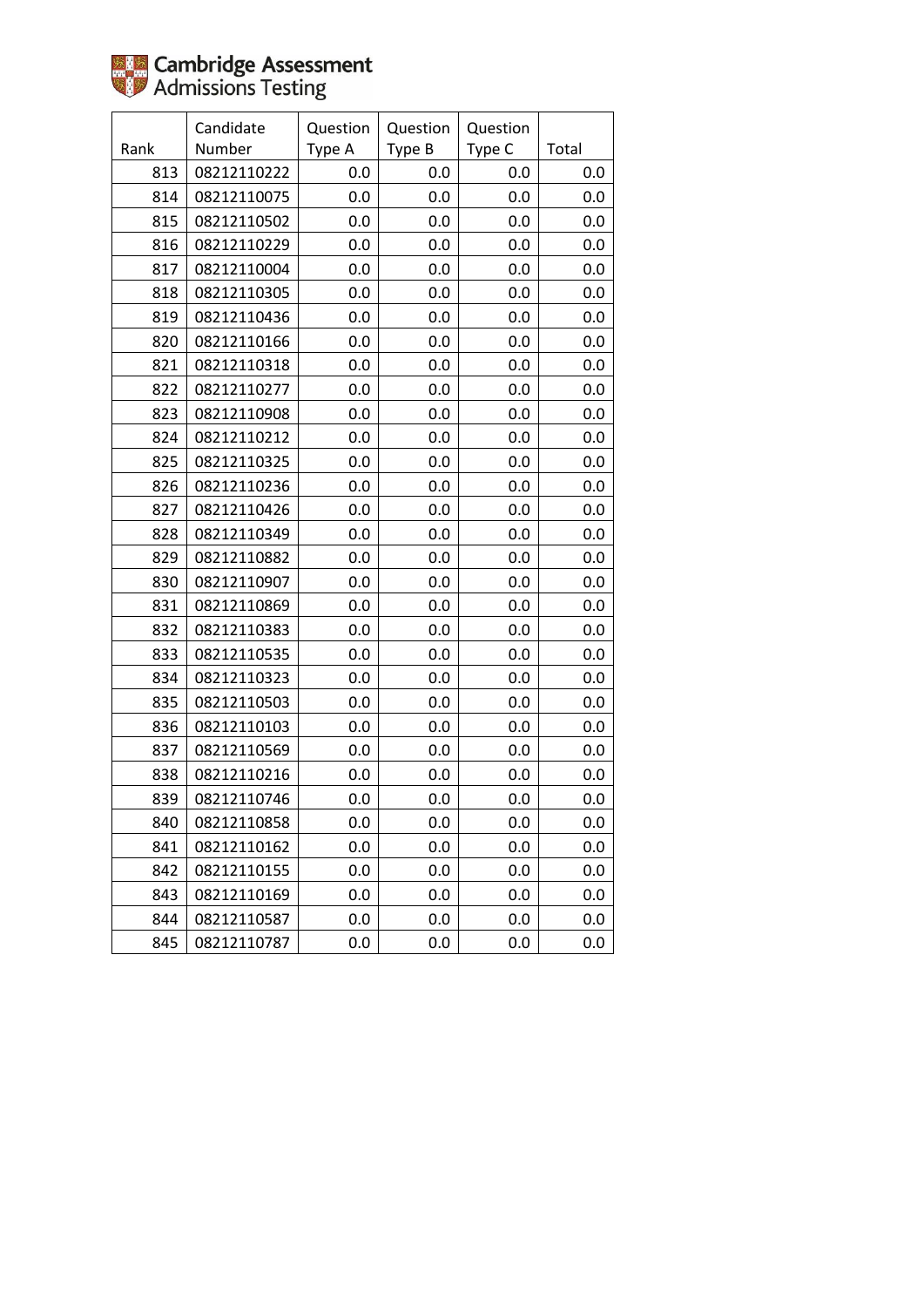Cambridge Assessment
Admissions Testing

| Rank | Candidate Number | Question Type A | Question Type B | Question Type C | Total |
|---|---|---|---|---|---|
| 813 | 08212110222 | 0.0 | 0.0 | 0.0 | 0.0 |
| 814 | 08212110075 | 0.0 | 0.0 | 0.0 | 0.0 |
| 815 | 08212110502 | 0.0 | 0.0 | 0.0 | 0.0 |
| 816 | 08212110229 | 0.0 | 0.0 | 0.0 | 0.0 |
| 817 | 08212110004 | 0.0 | 0.0 | 0.0 | 0.0 |
| 818 | 08212110305 | 0.0 | 0.0 | 0.0 | 0.0 |
| 819 | 08212110436 | 0.0 | 0.0 | 0.0 | 0.0 |
| 820 | 08212110166 | 0.0 | 0.0 | 0.0 | 0.0 |
| 821 | 08212110318 | 0.0 | 0.0 | 0.0 | 0.0 |
| 822 | 08212110277 | 0.0 | 0.0 | 0.0 | 0.0 |
| 823 | 08212110908 | 0.0 | 0.0 | 0.0 | 0.0 |
| 824 | 08212110212 | 0.0 | 0.0 | 0.0 | 0.0 |
| 825 | 08212110325 | 0.0 | 0.0 | 0.0 | 0.0 |
| 826 | 08212110236 | 0.0 | 0.0 | 0.0 | 0.0 |
| 827 | 08212110426 | 0.0 | 0.0 | 0.0 | 0.0 |
| 828 | 08212110349 | 0.0 | 0.0 | 0.0 | 0.0 |
| 829 | 08212110882 | 0.0 | 0.0 | 0.0 | 0.0 |
| 830 | 08212110907 | 0.0 | 0.0 | 0.0 | 0.0 |
| 831 | 08212110869 | 0.0 | 0.0 | 0.0 | 0.0 |
| 832 | 08212110383 | 0.0 | 0.0 | 0.0 | 0.0 |
| 833 | 08212110535 | 0.0 | 0.0 | 0.0 | 0.0 |
| 834 | 08212110323 | 0.0 | 0.0 | 0.0 | 0.0 |
| 835 | 08212110503 | 0.0 | 0.0 | 0.0 | 0.0 |
| 836 | 08212110103 | 0.0 | 0.0 | 0.0 | 0.0 |
| 837 | 08212110569 | 0.0 | 0.0 | 0.0 | 0.0 |
| 838 | 08212110216 | 0.0 | 0.0 | 0.0 | 0.0 |
| 839 | 08212110746 | 0.0 | 0.0 | 0.0 | 0.0 |
| 840 | 08212110858 | 0.0 | 0.0 | 0.0 | 0.0 |
| 841 | 08212110162 | 0.0 | 0.0 | 0.0 | 0.0 |
| 842 | 08212110155 | 0.0 | 0.0 | 0.0 | 0.0 |
| 843 | 08212110169 | 0.0 | 0.0 | 0.0 | 0.0 |
| 844 | 08212110587 | 0.0 | 0.0 | 0.0 | 0.0 |
| 845 | 08212110787 | 0.0 | 0.0 | 0.0 | 0.0 |